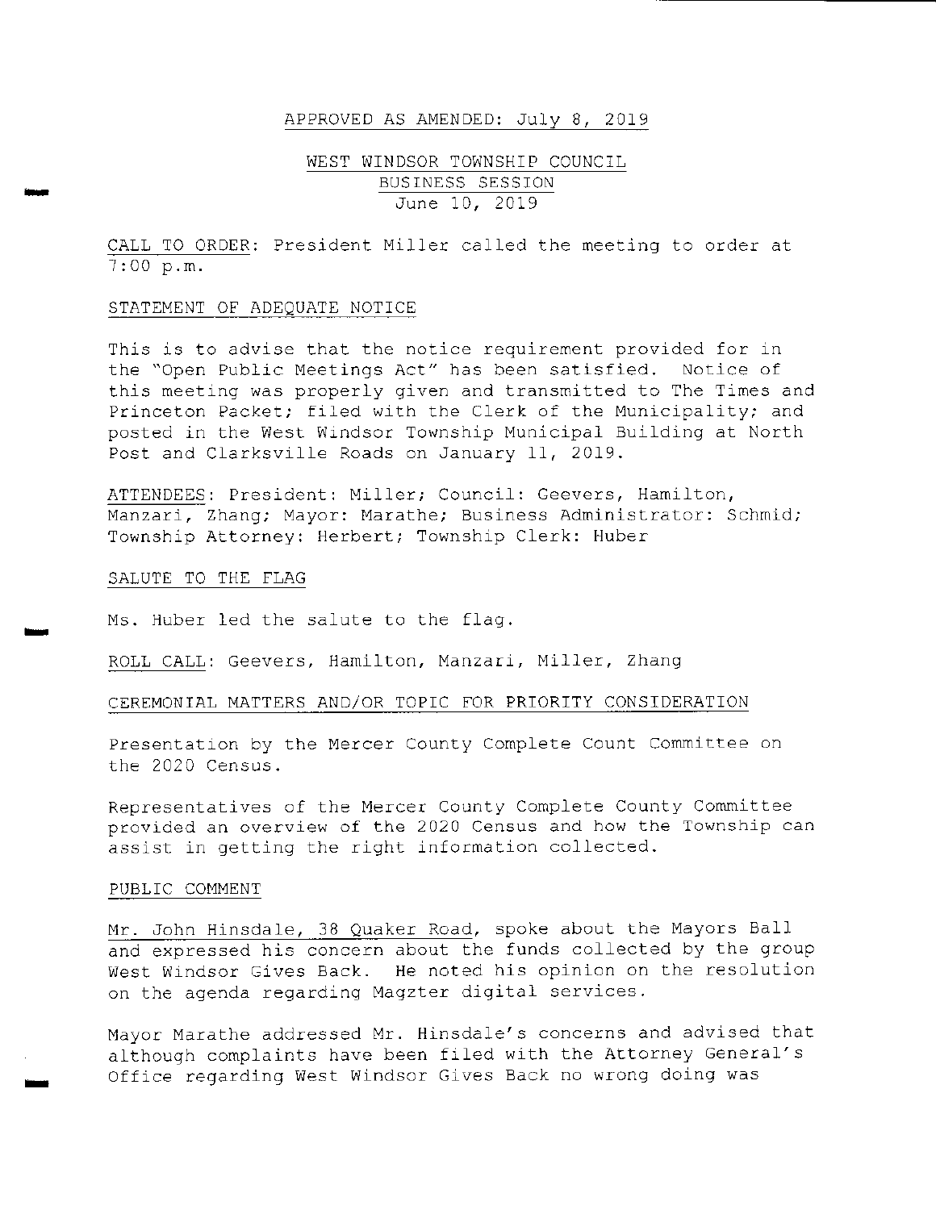APPROVED AS AMENDED: July 8, 2019

# WEST WINDSOR TOWNSHIP COUNCIL
## BUSINESS SESSION
## June 10, 2019

CALL TO ORDER: President Miller called the meeting to order at 7:00 p.m.

STATEMENT OF ADEQUATE NOTICE

This is to advise that the notice requirement provided for in the "Open Public Meetings Act" has been satisfied. Notice of this meeting was properly given and transmitted to The Times and Princeton Packet; filed with the Clerk of the Municipality; and posted in the West Windsor Township Municipal Building at North Post and Clarksville Roads on January 11, 2019.

ATTENDEES: President: Miller; Council: Geevers, Hamilton, Manzari, Zhang; Mayor: Marathe; Business Administrator: Schmid; Township Attorney: Herbert; Township Clerk: Huber

SALUTE TO THE FLAG

Ms. Huber led the salute to the flag.

ROLL CALL: Geevers, Hamilton, Manzari, Miller, Zhang

CEREMONIAL MATTERS AND/OR TOPIC FOR PRIORITY CONSIDERATION

Presentation by the Mercer County Complete Count Committee on the 2020 Census.

Representatives of the Mercer County Complete County Committee provided an overview of the 2020 Census and how the Township can assist in getting the right information collected.

PUBLIC COMMENT

Mr. John Hinsdale, 38 Quaker Road, spoke about the Mayors Ball and expressed his concern about the funds collected by the group West Windsor Gives Back. He noted his opinion on the resolution on the agenda regarding Magzter digital services.

Mayor Marathe addressed Mr. Hinsdale's concerns and advised that although complaints have been filed with the Attorney General's Office regarding West Windsor Gives Back no wrong doing was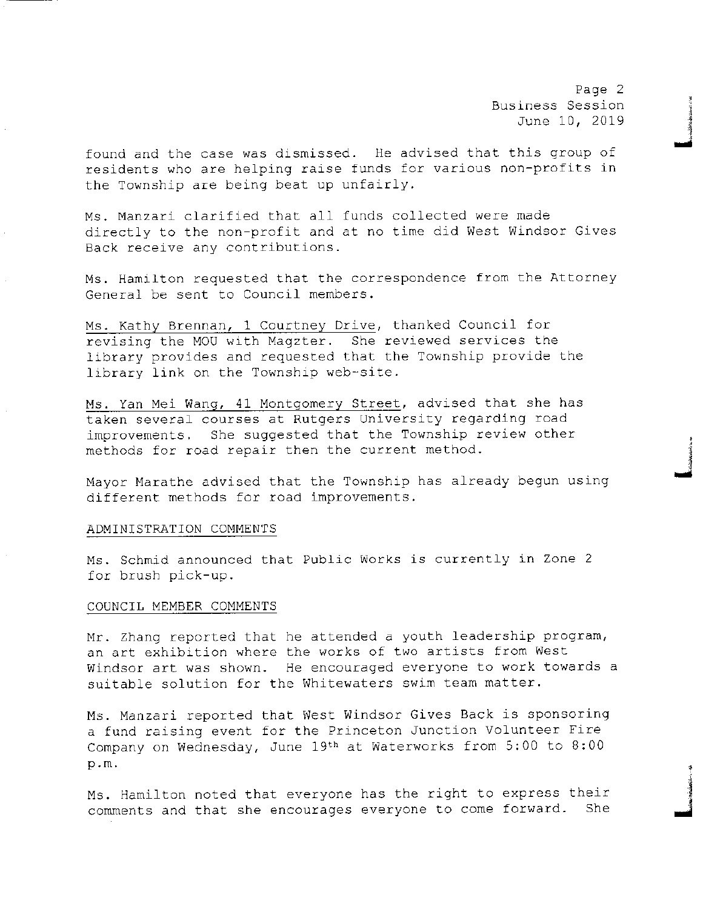found and the case was dismissed. He advised that this group of residents who are helping raise funds for various non-profits in the Township are being beat up unfairly.

Ms. Manzari clarified that all funds collected were made directly to the non-profit and at no time did West Windsor Gives Back receive any contributions.

Ms. Hamilton requested that the correspondence from the Attorney General be sent to Council members.

Ms. Kathy Brennan, 1 Courtney Drive, thanked Council for revising the MOU with Magzter. She reviewed services the library provides and requested that the Township provide the library link on the Township web-site.

Ms. Yan Mei Wang, 41 Montgomery Street, advised that she has taken several courses at Rutgers University regarding road improvements. She suggested that the Township review other methods for road repair then the current method.

Mayor Marathe advised that the Township has already begun using different methods for road improvements.

ADMINISTRATION COMMENTS

Ms. Schmid announced that Public Works is currently in Zone 2 for brush pick-up.

COUNCIL MEMBER COMMENTS

Mr. Zhang reported that he attended a youth leadership program, an art exhibition where the works of two artists from West Windsor art was shown. He encouraged everyone to work towards a suitable solution for the Whitewaters swim team matter.

Ms. Manzari reported that West Windsor Gives Back is sponsoring a fund raising event for the Princeton Junction Volunteer Fire Company on Wednesday, June 19th at Waterworks from 5:00 to 8:00 p.m.

Ms. Hamilton noted that everyone has the right to express their comments and that she encourages everyone to come forward. She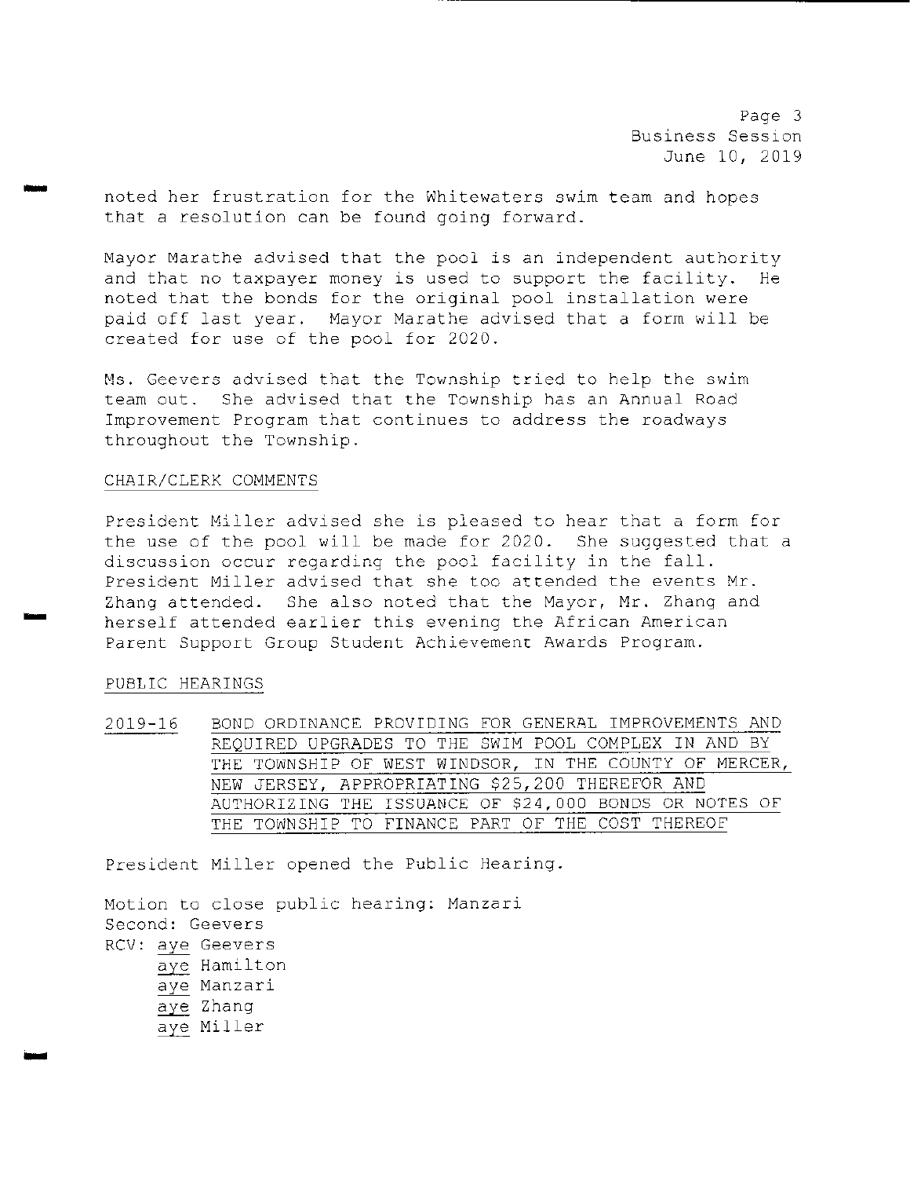noted her frustration for the Whitewaters swim team and hopes that a resolution can be found going forward.

Mayor Marathe advised that the pool is an independent authority and that no taxpayer money is used to support the facility. He noted that the bonds for the original pool installation were paid off last year. Mayor Marathe advised that a form will be created for use of the pool for 2020.

Ms. Geevers advised that the Township tried to help the swim team out. She advised that the Township has an Annual Road Improvement Program that continues to address the roadways throughout the Township.

CHAIR/CLERK COMMENTS

President Miller advised she is pleased to hear that a form for the use of the pool will be made for 2020. She suggested that a discussion occur regarding the pool facility in the fall. President Miller advised that she too attended the events Mr. Zhang attended. She also noted that the Mayor, Mr. Zhang and herself attended earlier this evening the African American Parent Support Group Student Achievement Awards Program.

PUBLIC HEARINGS

2019-16 BOND ORDINANCE PROVIDING FOR GENERAL IMPROVEMENTS AND REQUIRED UPGRADES TO THE SWIM POOL COMPLEX IN AND BY THE TOWNSHIP OF WEST WINDSOR, IN THE COUNTY OF MERCER, NEW JERSEY, APPROPRIATING $25,200 THEREFOR AND AUTHORIZING THE ISSUANCE OF $24,000 BONDS OR NOTES OF THE TOWNSHIP TO FINANCE PART OF THE COST THEREOF

President Miller opened the Public Hearing.

Motion to close public hearing: Manzari
Second: Geevers
RCV: aye Geevers
aye Hamilton
aye Manzari
aye Zhang
aye Miller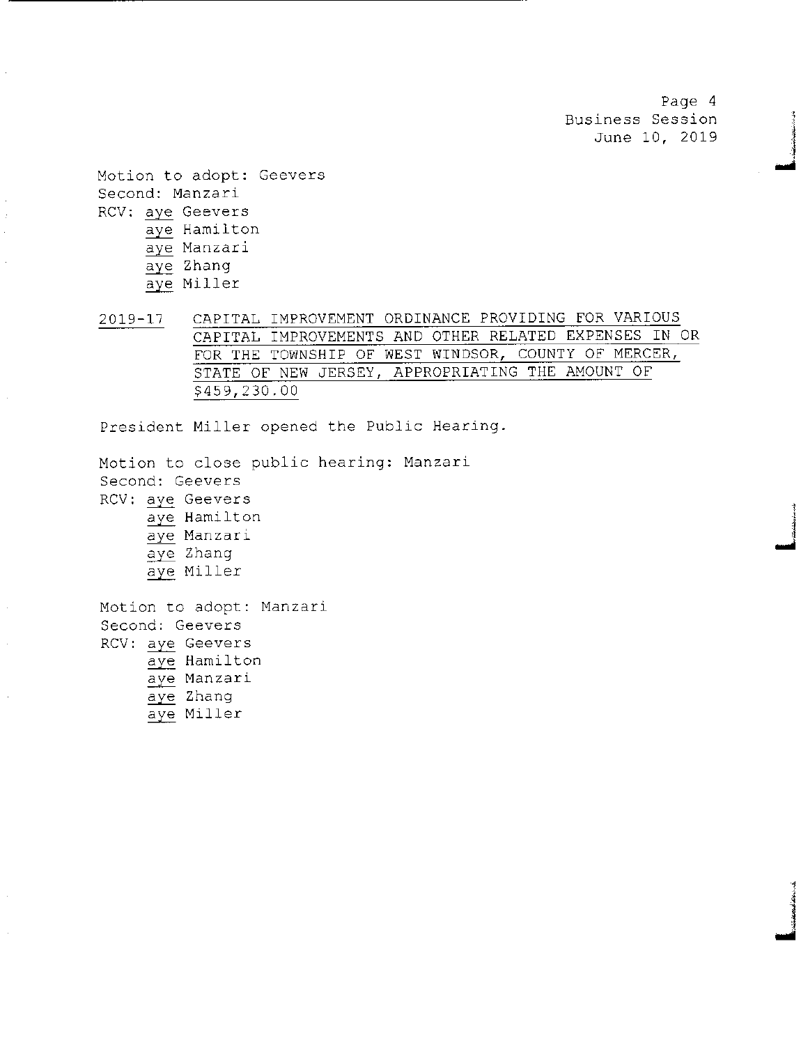Motion to adopt: Geevers
Second: Manzari
RCV: aye Geevers
aye Hamilton
aye Manzari
aye Zhang
aye Miller

2019-17 CAPITAL IMPROVEMENT ORDINANCE PROVIDING FOR VARIOUS CAPITAL IMPROVEMENTS AND OTHER RELATED EXPENSES IN OR FOR THE TOWNSHIP OF WEST WINDSOR, COUNTY OF MERCER, STATE OF NEW JERSEY, APPROPRIATING THE AMOUNT OF $459,230.00

President Miller opened the Public Hearing.

Motion to close public hearing: Manzari
Second: Geevers
RCV: aye Geevers
aye Hamilton
aye Manzari
aye Zhang
aye Miller

Motion to adopt: Manzari
Second: Geevers
RCV: aye Geevers
aye Hamilton
aye Manzari
aye Zhang
aye Miller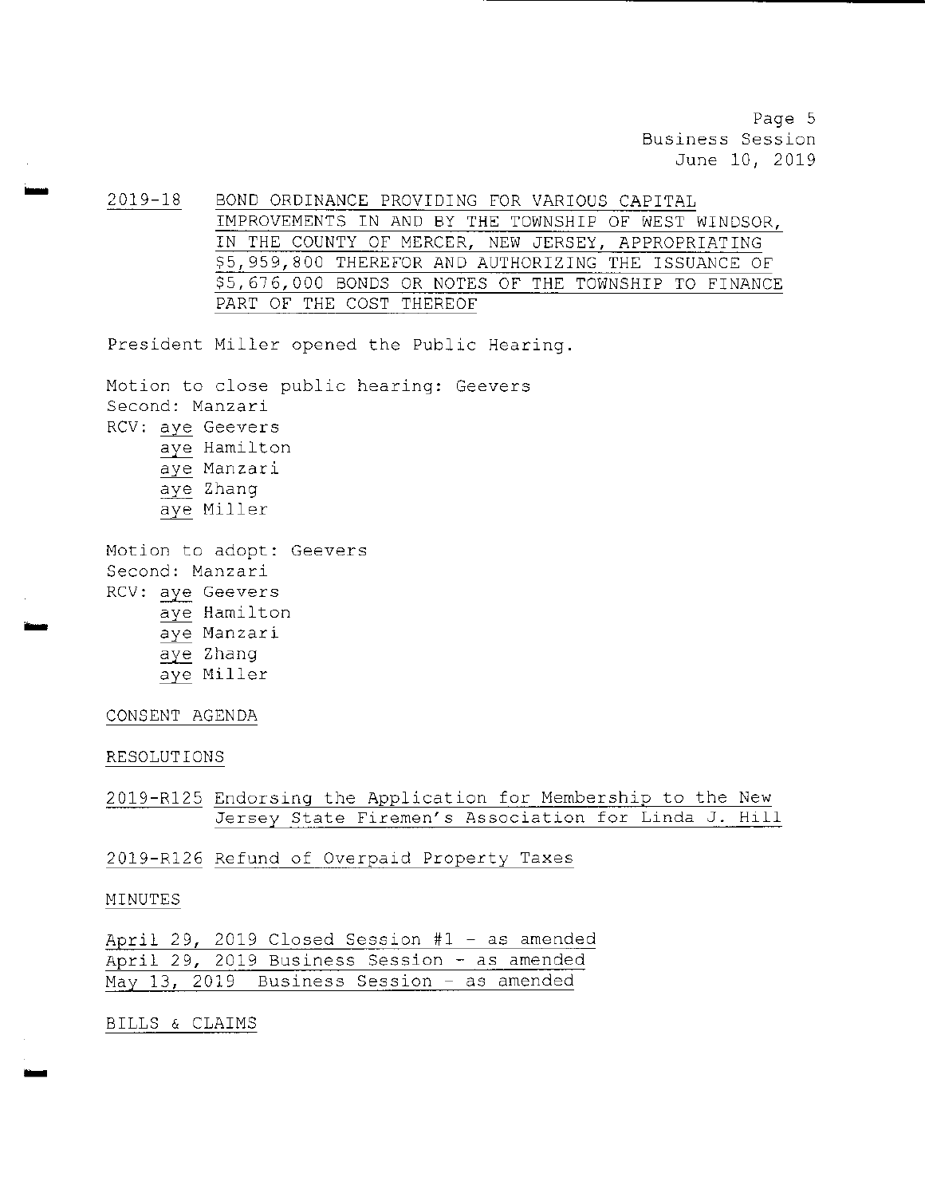2019-18 BOND ORDINANCE PROVIDING FOR VARIOUS CAPITAL IMPROVEMENTS IN AND BY THE TOWNSHIP OF WEST WINDSOR, IN THE COUNTY OF MERCER, NEW JERSEY, APPROPRIATING $5,959,800 THEREFOR AND AUTHORIZING THE ISSUANCE OF $5,676,000 BONDS OR NOTES OF THE TOWNSHIP TO FINANCE PART OF THE COST THEREOF

President Miller opened the Public Hearing.

Motion to close public hearing: Geevers
Second: Manzari
RCV: aye Geevers
aye Hamilton
aye Manzari
aye Zhang
aye Miller

Motion to adopt: Geevers
Second: Manzari
RCV: aye Geevers
aye Hamilton
aye Manzari
aye Zhang
aye Miller

CONSENT AGENDA

RESOLUTIONS

2019-R125 Endorsing the Application for Membership to the New Jersey State Firemen's Association for Linda J. Hill

2019-R126 Refund of Overpaid Property Taxes

MINUTES

April 29, 2019 Closed Session #1 - as amended
April 29, 2019 Business Session - as amended
May 13, 2019 Business Session - as amended

BILLS & CLAIMS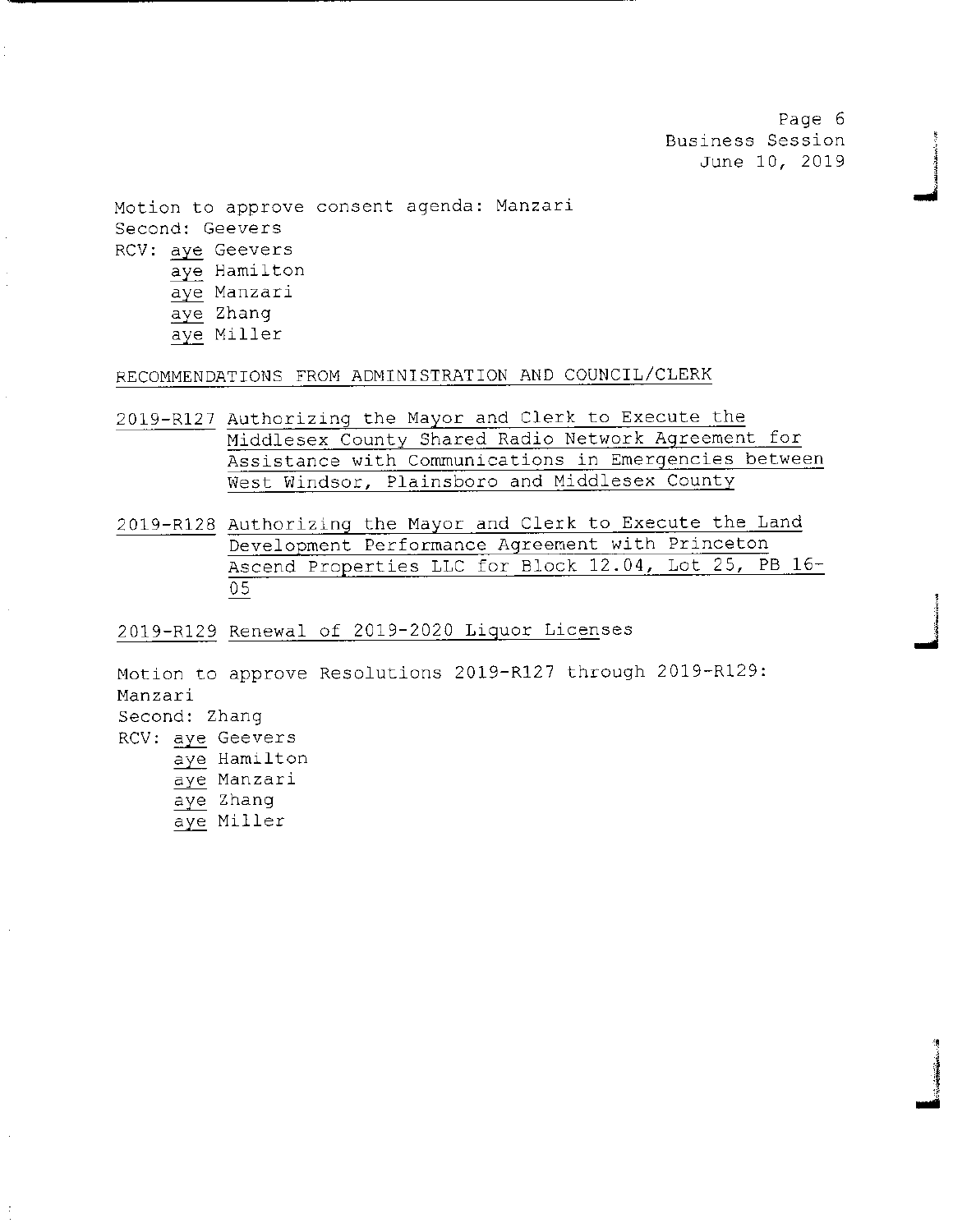Motion to approve consent agenda: Manzari
Second: Geevers
RCV: aye Geevers
aye Hamilton
aye Manzari
aye Zhang
aye Miller

RECOMMENDATIONS FROM ADMINISTRATION AND COUNCIL/CLERK

2019-R127 Authorizing the Mayor and Clerk to Execute the Middlesex County Shared Radio Network Agreement for Assistance with Communications in Emergencies between West Windsor, Plainsboro and Middlesex County

2019-R128 Authorizing the Mayor and Clerk to Execute the Land Development Performance Agreement with Princeton Ascend Properties LLC for Block 12.04, Lot 25, PB 16-05

2019-R129 Renewal of 2019-2020 Liquor Licenses

Motion to approve Resolutions 2019-R127 through 2019-R129: Manzari
Second: Zhang
RCV: aye Geevers
aye Hamilton
aye Manzari
aye Zhang
aye Miller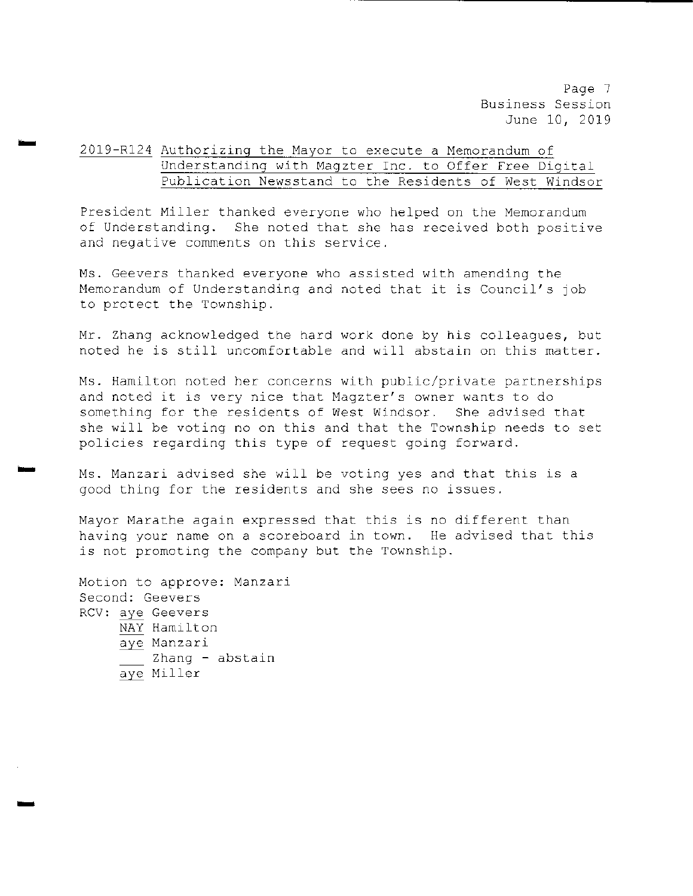2019-R124 Authorizing the Mayor to execute a Memorandum of Understanding with Magzter Inc. to Offer Free Digital Publication Newsstand to the Residents of West Windsor

President Miller thanked everyone who helped on the Memorandum of Understanding. She noted that she has received both positive and negative comments on this service.

Ms. Geevers thanked everyone who assisted with amending the Memorandum of Understanding and noted that it is Council's job to protect the Township.

Mr. Zhang acknowledged the hard work done by his colleagues, but noted he is still uncomfortable and will abstain on this matter.

Ms. Hamilton noted her concerns with public/private partnerships and noted it is very nice that Magzter's owner wants to do something for the residents of West Windsor. She advised that she will be voting no on this and that the Township needs to set policies regarding this type of request going forward.

Ms. Manzari advised she will be voting yes and that this is a good thing for the residents and she sees no issues.

Mayor Marathe again expressed that this is no different than having your name on a scoreboard in town. He advised that this is not promoting the company but the Township.

Motion to approve: Manzari
Second: Geevers
RCV: aye Geevers
NAY Hamilton
aye Manzari
___ Zhang - abstain
aye Miller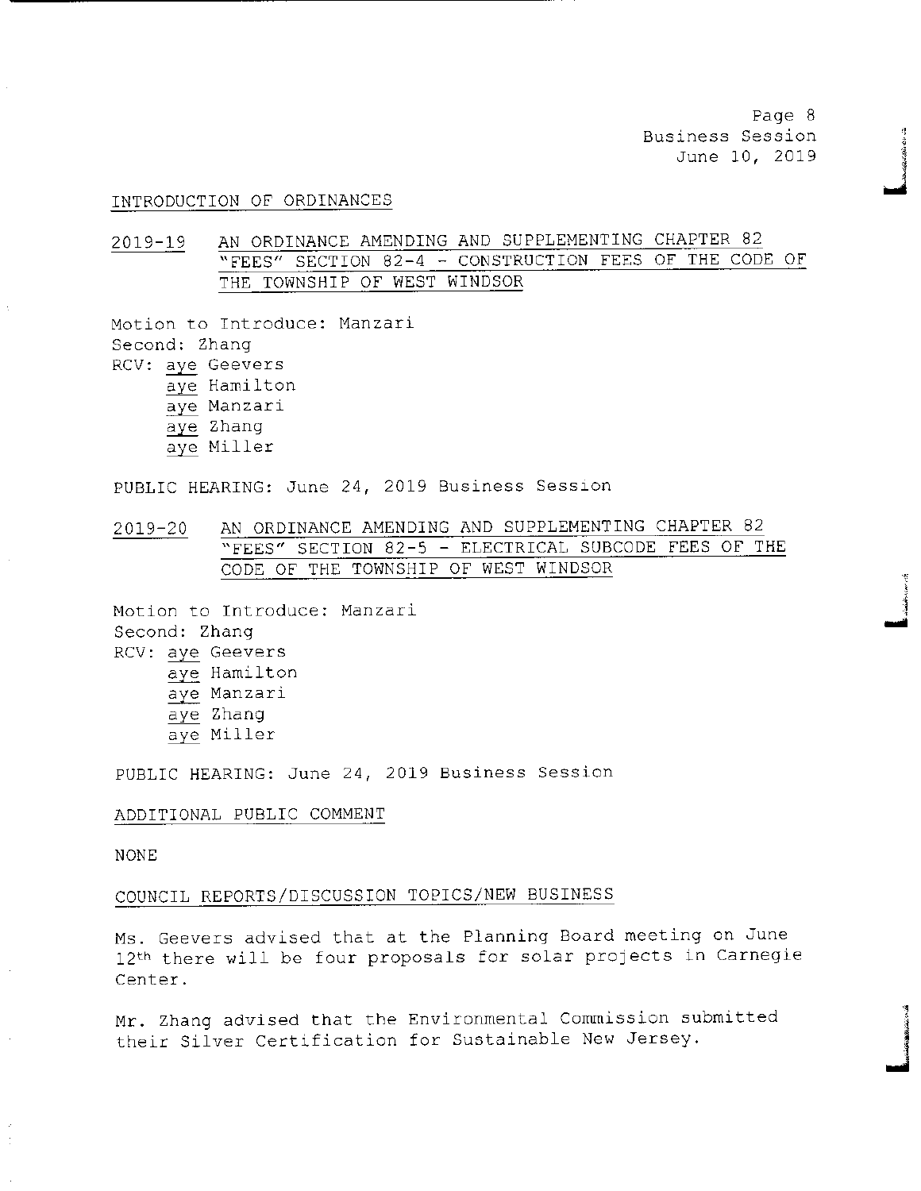## INTRODUCTION OF ORDINANCES

**2019-19** AN ORDINANCE AMENDING AND SUPPLEMENTING CHAPTER 82 "FEES" SECTION 82-4 – CONSTRUCTION FEES OF THE CODE OF THE TOWNSHIP OF WEST WINDSOR

Motion to Introduce: Manzari
Second: Zhang
RCV: aye Geevers
aye Hamilton
aye Manzari
aye Zhang
aye Miller

PUBLIC HEARING: June 24, 2019 Business Session

**2019-20** AN ORDINANCE AMENDING AND SUPPLEMENTING CHAPTER 82 "FEES" SECTION 82-5 – ELECTRICAL SUBCODE FEES OF THE CODE OF THE TOWNSHIP OF WEST WINDSOR

Motion to Introduce: Manzari
Second: Zhang
RCV: aye Geevers
aye Hamilton
aye Manzari
aye Zhang
aye Miller

PUBLIC HEARING: June 24, 2019 Business Session

## ADDITIONAL PUBLIC COMMENT

NONE

## COUNCIL REPORTS/DISCUSSION TOPICS/NEW BUSINESS

Ms. Geevers advised that at the Planning Board meeting on June 12th there will be four proposals for solar projects in Carnegie Center.

Mr. Zhang advised that the Environmental Commission submitted their Silver Certification for Sustainable New Jersey.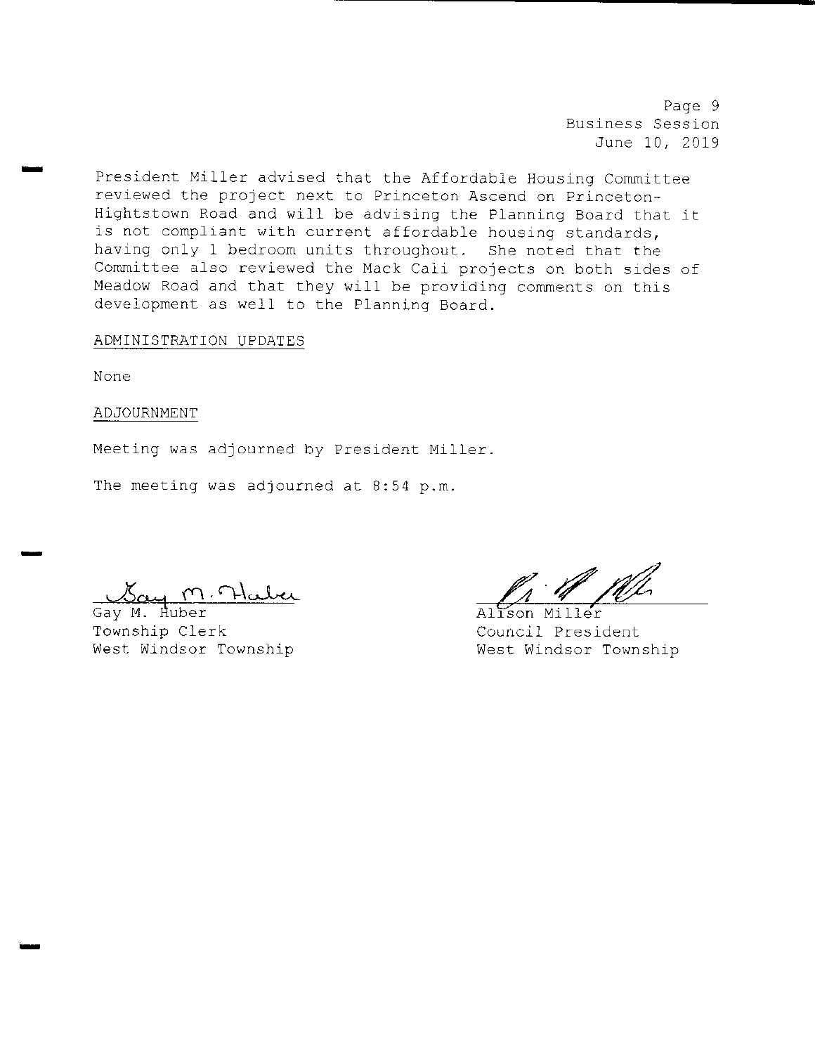President Miller advised that the Affordable Housing Committee reviewed the project next to Princeton Ascend on Princeton-Hightstown Road and will be advising the Planning Board that it is not compliant with current affordable housing standards, having only 1 bedroom units throughout. She noted that the Committee also reviewed the Mack Cali projects on both sides of Meadow Road and that they will be providing comments on this development as well to the Planning Board.

ADMINISTRATION UPDATES

None

ADJOURNMENT

Meeting was adjourned by President Miller.

The meeting was adjourned at 8:54 p.m.

Gay M. Huber
Township Clerk
West Windsor Township

Alison Miller
Council President
West Windsor Township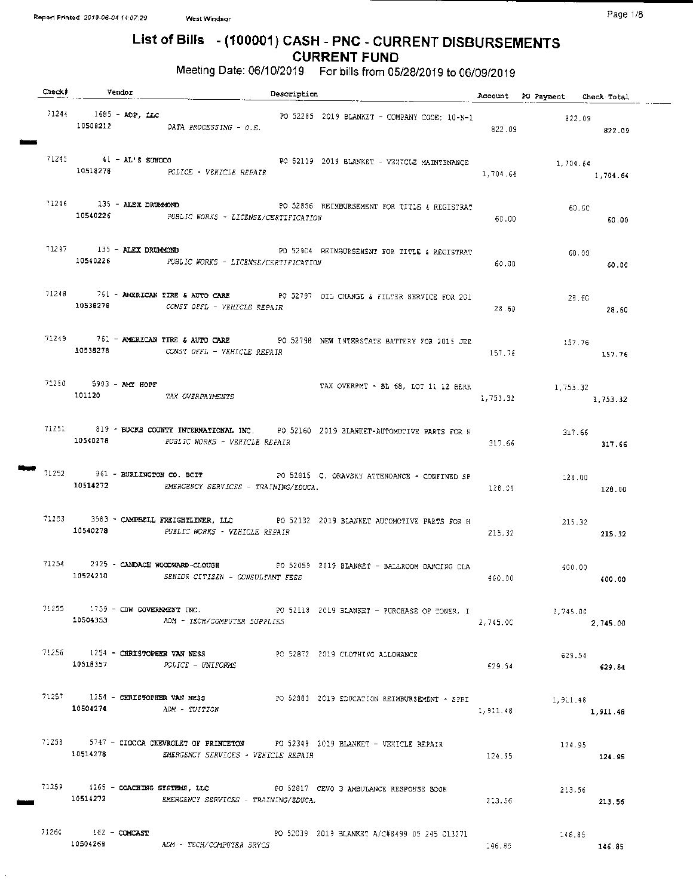# List of Bills - (100001) CASH - PNC - CURRENT DISBURSEMENTS
## CURRENT FUND

Meeting Date: 06/10/2019 For bills from 05/28/2019 to 06/09/2019

| Check# | Vendor | Description | Account | PO Payment | Check Total |
|---|---|---|---|---|---|
| 71244 | 1685 - ADP, LLC | PO 52285 2019 BLANKET - COMPANY CODE: 10-N-1 | | 822.09 | |
| | 10508212 DATA PROCESSING - O.E. | | 822.09 | | 822.09 |
| 71245 | 41 - AL'S SUNOCO | PO 52119 2019 BLANKET - VEHICLE MAINTENANCE | | 1,704.64 | |
| | 10518278 POLICE - VEHICLE REPAIR | | 1,704.64 | | 1,704.64 |
| 71246 | 135 - ALEX DRUMMOND | PO 52856 REIMBURSEMENT FOR TITLE & REGISTRAT | | 60.00 | |
| | 10540226 PUBLIC WORKS - LICENSE/CERTIFICATION | | 60.00 | | 60.00 |
| 71247 | 135 - ALEX DRUMMOND | PO 52904 REIMBURSEMENT FOR TITLE & REGISTRAT | | 60.00 | |
| | 10540226 PUBLIC WORKS - LICENSE/CERTIFICATION | | 60.00 | | 60.00 |
| 71248 | 761 - AMERICAN TIRE & AUTO CARE | PO 52797 OIL CHANGE & FILTER SERVICE FOR 201 | | 28.60 | |
| | 10538278 CONST OFFL - VEHICLE REPAIR | | 28.60 | | 28.60 |
| 71249 | 761 - AMERICAN TIRE & AUTO CARE | PO 52798 NEW INTERSTATE BATTERY FOR 2015 JEE | | 157.76 | |
| | 10538278 CONST OFFL - VEHICLE REPAIR | | 157.76 | | 157.76 |
| 71250 | 5903 - AMY HOPF | TAX OVERPMT - BL 68, LOT 11 12 BERR | | 1,753.32 | |
| | 101120 TAX OVERPAYMENTS | | 1,753.32 | | 1,753.32 |
| 71251 | 819 - BUCKS COUNTY INTERNATIONAL INC. | PO 52160 2019 BLANKET-AUTOMOTIVE PARTS FOR H | | 317.66 | |
| | 10540278 PUBLIC WORKS - VEHICLE REPAIR | | 317.66 | | 317.66 |
| 71252 | 961 - BURLINGTON CO. BCIT | PO 52815 C. ORAVSKY ATTENDANCE - CONFINED SP | | 128.00 | |
| | 10514272 EMERGENCY SERVICES - TRAINING/EDUCA. | | 128.00 | | 128.00 |
| 71253 | 3583 - CAMPBELL FREIGHTLINER, LLC | PO 52132 2019 BLANKET AUTOMOTIVE PARTS FOR H | | 215.32 | |
| | 10540278 PUBLIC WORKS - VEHICLE REPAIR | | 215.32 | | 215.32 |
| 71254 | 2925 - CANDACE WOODWARD-CLOUGH | PO 52059 2019 BLANKET - BALLROOM DANCING CLA | | 400.00 | |
| | 10524210 SENIOR CITIZEN - CONSULTANT FEES | | 400.00 | | 400.00 |
| 71255 | 1759 - CDW GOVERNMENT INC. | PO 52118 2019 BLANKET - PURCHASE OF TONER, I | | 2,745.00 | |
| | 10504353 ADM - TECH/COMPUTER SUPPLIES | | 2,745.00 | | 2,745.00 |
| 71256 | 1254 - CHRISTOPHER VAN NESS | PO 52872 2019 CLOTHING ALLOWANCE | | 629.54 | |
| | 10518357 POLICE - UNIFORMS | | 629.54 | | 629.54 |
| 71257 | 1254 - CHRISTOPHER VAN NESS | PO 52883 2019 EDUCATION REIMBURSEMENT - SPRI | | 1,911.48 | |
| | 10504274 ADM - TUITION | | 1,911.48 | | 1,911.48 |
| 71258 | 5747 - CIOCCA CHEVROLET OF PRINCETON | PO 52349 2019 BLANKET - VEHICLE REPAIR | | 124.95 | |
| | 10514278 EMERGENCY SERVICES - VEHICLE REPAIR | | 124.95 | | 124.95 |
| 71259 | 4165 - COACHING SYSTEMS, LLC | PO 52817 CEVO 3 AMBULANCE RESPONSE BOOK | | 213.56 | |
| | 10514272 EMERGENCY SERVICES - TRAINING/EDUCA. | | 213.56 | | 213.56 |
| 71260 | 162 - COMCAST | PO 52039 2019 BLANKET A/C#8499 05 245 C13271 | | 146.85 | |
| | 10504268 ADM - TECH/COMPUTER SRVCS | | 146.85 | | 146.85 |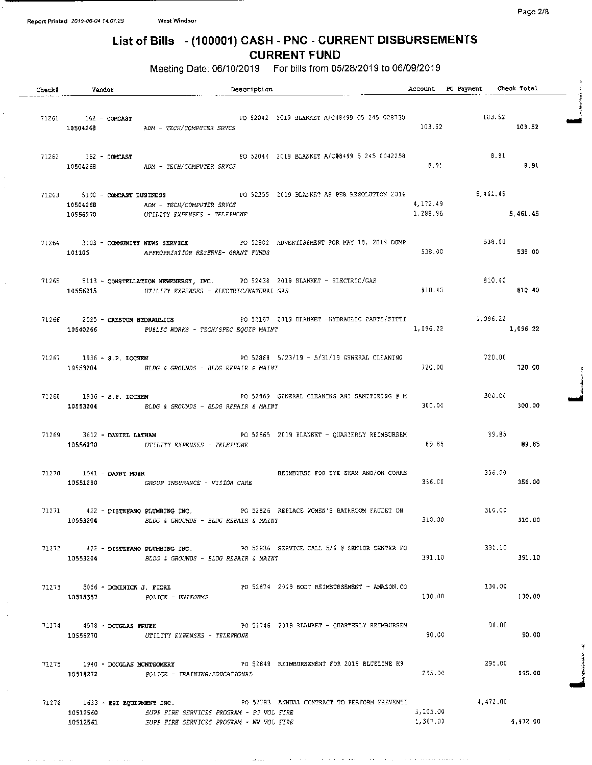Report Printed 2019-06-04 14:07:29 West Windsor

# List of Bills - (100001) CASH - PNC - CURRENT DISBURSEMENTS
## CURRENT FUND

Meeting Date: 06/10/2019 For bills from 05/28/2019 to 06/09/2019

| Check# | Vendor | Description | Account | PO Payment | Check Total |
|---|---|---|---|---|---|
| 71261 | 162 - COMCAST | PO 52042 2019 BLANKET A/C#8499 05 245 028730 | | 103.52 | |
| | 10504268 | ADM - TECH/COMPUTER SRVCS | 103.52 | | 103.52 |
| 71262 | 162 - COMCAST | PO 52044 2019 BLANKET A/C#8499 5 245 0042258 | | 8.91 | |
| | 10504268 | ADM - TECH/COMPUTER SRVCS | 8.91 | | 8.91 |
| 71263 | 5190 - COMCAST BUSINESS | PO 52255 2019 BLANKET AS PER RESOLUTION 2016 | | 5,461.45 | |
| | 10504268 | ADM - TECH/COMPUTER SRVCS | 4,172.49 | | |
| | 10556270 | UTILITY EXPENSES - TELEPHONE | 1,288.96 | | 5,461.45 |
| 71264 | 3103 - COMMUNITY NEWS SERVICE | PO 52802 ADVERTISEMENT FOR MAY 18, 2019 DUMP | | 538.00 | |
| | 101105 | APPROPRIATION RESERVE- GRANT FUNDS | 538.00 | | 538.00 |
| 71265 | 5113 - CONSTELLATION NEWENERGY, INC. | PO 52438 2019 BLANKET - ELECTRIC/GAS | | 810.40 | |
| | 10556215 | UTILITY EXPENSES - ELECTRIC/NATURAL GAS | 810.40 | | 810.40 |
| 71266 | 2525 - CRESTON HYDRAULICS | PO 52167 2019 BLANKET -HYDRAULIC PARTS/FITTI | | 1,096.22 | |
| | 10540266 | PUBLIC WORKS - TECH/SPEC EQUIP MAINT | 1,096.22 | | 1,096.22 |
| 71267 | 1936 - S.P. LOCHEN | PO 52868 5/23/19 - 5/31/19 GENERAL CLEANING | | 720.00 | |
| | 10553204 | BLDG & GROUNDS - BLDG REPAIR & MAINT | 720.00 | | 720.00 |
| 71268 | 1936 - S.P. LOCHEN | PO 52869 GENERAL CLEANING AND SANITIZING @ M | | 300.00 | |
| | 10553204 | BLDG & GROUNDS - BLDG REPAIR & MAINT | 300.00 | | 300.00 |
| 71269 | 3612 - DANIEL LATHAM | PO 52665 2019 BLANKET - QUARTERLY REIMBURSEM | | 89.85 | |
| | 10556270 | UTILITY EXPENSES - TELEPHONE | 89.85 | | 89.85 |
| 71270 | 1941 - DANNY MOHR | REIMBURSE FOR EYE EXAM AND/OR CORRE | | 356.00 | |
| | 10551280 | GROUP INSURANCE - VISION CARE | 356.00 | | 356.00 |
| 71271 | 422 - DISTEFANO PLUMBING INC. | PO 52826 REPLACE WOMEN'S BATHROOM FAUCET ON | | 310.00 | |
| | 10553204 | BLDG & GROUNDS - BLDG REPAIR & MAINT | 310.00 | | 310.00 |
| 71272 | 422 - DISTEFANO PLUMBING INC. | PO 52836 SERVICE CALL 5/6 @ SENIOR CENTER FO | | 391.10 | |
| | 10553204 | BLDG & GROUNDS - BLDG REPAIR & MAINT | 391.10 | | 391.10 |
| 71273 | 5056 - DOMINICK J. FIORE | PO 52874 2019 BOOT REIMBURSEMENT - AMAZON.CO | | 130.00 | |
| | 10518357 | POLICE - UNIFORMS | 130.00 | | 130.00 |
| 71274 | 4978 - DOUGLAS FRUEH | PO 52746 2019 BLANKET - QUARTERLY REIMBURSEM | | 90.00 | |
| | 10556270 | UTILITY EXPENSES - TELEPHONE | 90.00 | | 90.00 |
| 71275 | 1940 - DOUGLAS MONTGOMERY | PO 52849 REIMBURSEMENT FOR 2019 BLUELINE K9 | | 295.00 | |
| | 10518272 | POLICE - TRAINING/EDUCATIONAL | 295.00 | | 295.00 |
| 71276 | 1633 - ESI EQUIPMENT INC. | PO 52783 ANNUAL CONTRACT TO PERFORM PREVENTI | | 4,472.00 | |
| | 10512560 | SUPP FIRE SERVICES PROGRAM - PJ VOL FIRE | 3,105.00 | | |
| | 10512561 | SUPP FIRE SERVICES PROGRAM - WW VOL FIRE | 1,367.00 | | 4,472.00 |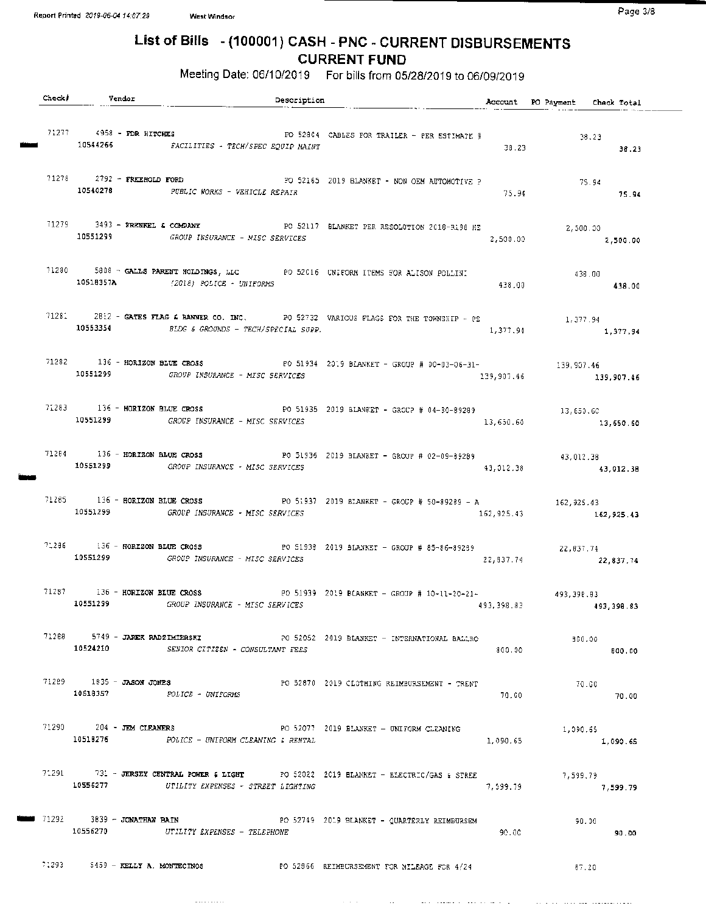# List of Bills - (100001) CASH - PNC - CURRENT DISBURSEMENTS

## CURRENT FUND

Meeting Date: 06/10/2019 For bills from 05/28/2019 to 06/09/2019

| Check# | Vendor | Description | Account | PO Payment | Check Total |
|---|---|---|---|---|---|
| 71277 | 4958 - FDR HITCHES | PO 52804 CABLES FOR TRAILER - PER ESTIMATE # | | 38.23 | |
| | 10544266 | FACILITIES - TECH/SPEC EQUIP MAINT | 38.23 | | 38.23 |
| 71278 | 2792 - FREEHOLD FORD | PO 52165 2019 BLANKET - NON OEM AUTOMOTIVE P | | 75.94 | |
| | 10540278 | PUBLIC WORKS - VEHICLE REPAIR | 75.94 | | 75.94 |
| 71279 | 3493 - FRENKEL & COMPANY | PO 52117 BLANKET PER RESOLUTION 2018-R198 HE | | 2,500.00 | |
| | 10551299 | GROUP INSURANCE - MISC SERVICES | 2,500.00 | | 2,500.00 |
| 71280 | 5808 - GALLS PARENT HOLDINGS, LLC | PO 52016 UNIFORM ITEMS FOR ALISON POLLINI | | 438.00 | |
| | 10518357A | (2018) POLICE - UNIFORMS | 438.00 | | 438.00 |
| 71281 | 2812 - GATES FLAG & BANNER CO. INC. | PO 52732 VARIOUS FLAGS FOR THE TOWNSHIP - PE | | 1,377.94 | |
| | 10553354 | BLDG & GROUNDS - TECH/SPECIAL SUPP. | 1,377.94 | | 1,377.94 |
| 71282 | 136 - HORIZON BLUE CROSS | PO 51934 2019 BLANKET - GROUP # 00-03-06-31- | | 139,907.46 | |
| | 10551299 | GROUP INSURANCE - MISC SERVICES | 139,907.46 | | 139,907.46 |
| 71283 | 136 - HORIZON BLUE CROSS | PO 51935 2019 BLANKET - GROUP # 04-30-89289 | | 13,650.60 | |
| | 10551299 | GROUP INSURANCE - MISC SERVICES | 13,650.60 | | 13,650.60 |
| 71284 | 136 - HORIZON BLUE CROSS | PO 51936 2019 BLANKET - GROUP # 02-09-89289 | | 43,012.38 | |
| | 10551299 | GROUP INSURANCE - MISC SERVICES | 43,012.38 | | 43,012.38 |
| 71285 | 136 - HORIZON BLUE CROSS | PO 51937 2019 BLANKET - GROUP # 50-89289 - A | | 162,925.43 | |
| | 10551299 | GROUP INSURANCE - MISC SERVICES | 162,925.43 | | 162,925.43 |
| 71286 | 136 - HORIZON BLUE CROSS | PO 51938 2019 BLANKET - GROUP # 85-86-89289 | | 22,837.74 | |
| | 10551299 | GROUP INSURANCE - MISC SERVICES | 22,837.74 | | 22,837.74 |
| 71287 | 136 - HORIZON BLUE CROSS | PO 51939 2019 BLANKET - GROUP # 10-11-20-21- | | 493,398.83 | |
| | 10551299 | GROUP INSURANCE - MISC SERVICES | 493,398.83 | | 493,398.83 |
| 71288 | 5749 - JAREK RADZIMIERSKI | PO 52052 2019 BLANKET - INTERNATIONAL BALLRO | | 800.00 | |
| | 10524210 | SENIOR CITIZEN - CONSULTANT FEES | 800.00 | | 800.00 |
| 71289 | 1835 - JASON JONES | PO 52870 2019 CLOTHING REIMBURSEMENT - TRENT | | 70.00 | |
| | 10518357 | POLICE - UNIFORMS | 70.00 | | 70.00 |
| 71290 | 204 - JEM CLEANERS | PO 52077 2019 BLANKET - UNIFORM CLEANING | | 1,090.65 | |
| | 10518276 | POLICE - UNIFORM CLEANING & RENTAL | 1,090.65 | | 1,090.65 |
| 71291 | 731 - JERSEY CENTRAL POWER & LIGHT | PO 52022 2019 BLANKET - ELECTRIC/GAS & STREE | | 7,599.79 | |
| | 10556277 | UTILITY EXPENSES - STREET LIGHTING | 7,599.79 | | 7,599.79 |
| 71292 | 3839 - JONATHAN BAIN | PO 52749 2019 BLANKET - QUARTERLY REIMBURSEM | | 90.00 | |
| | 10556270 | UTILITY EXPENSES - TELEPHONE | 90.00 | | 90.00 |
| 71293 | 5459 - KELLY A. MONTECINOS | PO 52866 REIMBURSEMENT FOR MILEAGE FOR 4/24 | | 87.20 | |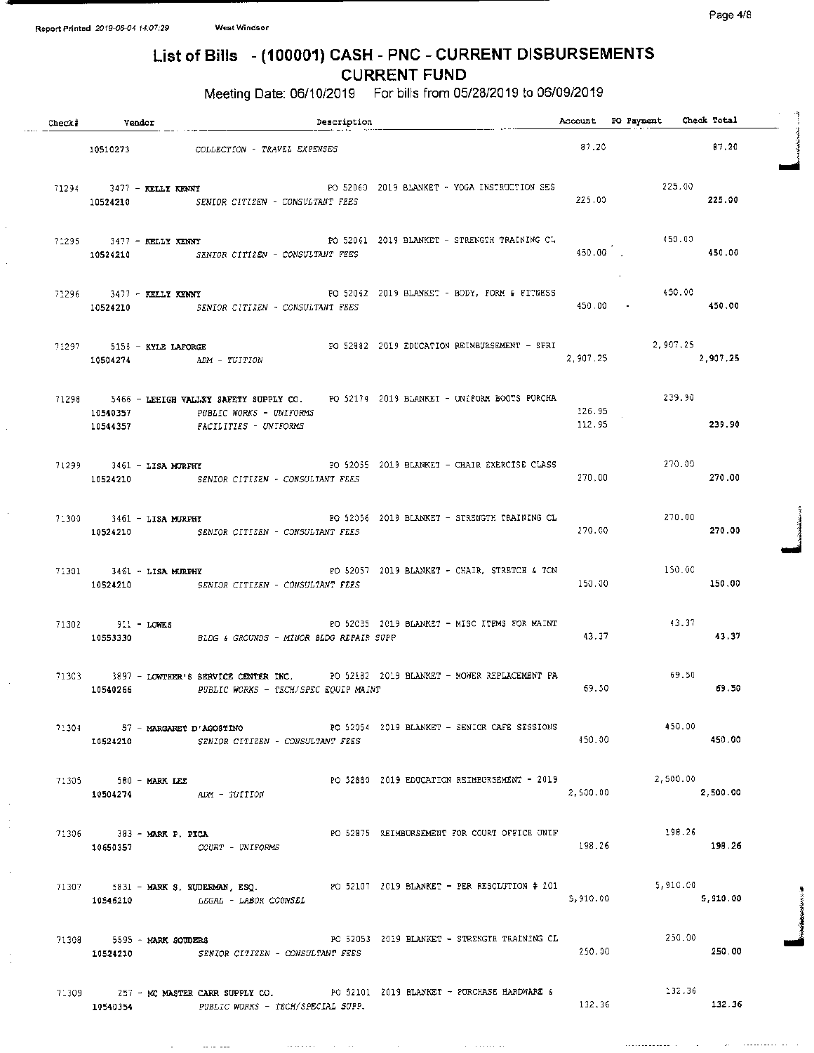## List of Bills - (100001) CASH - PNC - CURRENT DISBURSEMENTS
## CURRENT FUND

Meeting Date: 06/10/2019 For bills from 05/28/2019 to 06/09/2019

| Check# | Vendor | Description | Account | PO Payment | Check Total |
|---|---|---|---|---|---|
| | 10510273 | COLLECTION - TRAVEL EXPENSES | 87.20 | | 87.20 |
| 71294 | 3477 - KELLY KENNY | PO 52060 2019 BLANKET - YOGA INSTRUCTION SES | | 225.00 | |
| | 10524210 | SENIOR CITIZEN - CONSULTANT FEES | 225.00 | | 225.00 |
| 71295 | 3477 - KELLY KENNY | PO 52061 2019 BLANKET - STRENGTH TRAINING CL | | 450.00 | |
| | 10524210 | SENIOR CITIZEN - CONSULTANT FEES | 450.00 | | 450.00 |
| 71296 | 3477 - KELLY KENNY | PO 52062 2019 BLANKET - BODY, FORM & FITNESS | | 450.00 | |
| | 10524210 | SENIOR CITIZEN - CONSULTANT FEES | 450.00 | | 450.00 |
| 71297 | 5158 - KYLE LAFORGE | PO 52882 2019 EDUCATION REIMBURSEMENT - SPRI | | 2,907.25 | |
| | 10504274 | ADM - TUITION | 2,907.25 | | 2,907.25 |
| 71298 | 5466 - LEHIGH VALLEY SAFETY SUPPLY CO. | PO 52174 2019 BLANKET - UNIFORM BOOTS PURCHA | | 239.90 | |
| | 10540357 | PUBLIC WORKS - UNIFORMS | 126.95 | | |
| | 10544357 | FACILITIES - UNIFORMS | 112.95 | | 239.90 |
| 71299 | 3461 - LISA MURPHY | PO 52055 2019 BLANKET - CHAIR EXERCISE CLASS | | 270.00 | |
| | 10524210 | SENIOR CITIZEN - CONSULTANT FEES | 270.00 | | 270.00 |
| 71300 | 3461 - LISA MURPHY | PO 52056 2019 BLANKET - STRENGTH TRAINING CL | | 270.00 | |
| | 10524210 | SENIOR CITIZEN - CONSULTANT FEES | 270.00 | | 270.00 |
| 71301 | 3461 - LISA MURPHY | PO 52057 2019 BLANKET - CHAIR, STRETCH & TON | | 150.00 | |
| | 10524210 | SENIOR CITIZEN - CONSULTANT FEES | 150.00 | | 150.00 |
| 71302 | 911 - LOWES | PO 52035 2019 BLANKET - MISC ITEMS FOR MAINT | | 43.37 | |
| | 10553330 | BLDG & GROUNDS - MINOR BLDG REPAIR SUPP | 43.37 | | 43.37 |
| 71303 | 3897 - LOWTHER'S SERVICE CENTER INC. | PO 52182 2019 BLANKET - MOWER REPLACEMENT PA | | 69.50 | |
| | 10540266 | PUBLIC WORKS - TECH/SPEC EQUIP MAINT | 69.50 | | 69.50 |
| 71304 | 57 - MARGARET D'AGOSTINO | PO 52054 2019 BLANKET - SENIOR CAFE SESSIONS | | 450.00 | |
| | 10524210 | SENIOR CITIZEN - CONSULTANT FEES | 450.00 | | 450.00 |
| 71305 | 580 - MARK LEE | PO 52880 2019 EDUCATION REIMBURSEMENT - 2019 | | 2,500.00 | |
| | 10504274 | ADM - TUITION | 2,500.00 | | 2,500.00 |
| 71306 | 383 - MARK P. PICA | PO 52875 REIMBURSEMENT FOR COURT OFFICE UNIF | | 198.26 | |
| | 10650357 | COURT - UNIFORMS | 198.26 | | 198.26 |
| 71307 | 5831 - MARK S. RUDERMAN, ESQ. | PO 52107 2019 BLANKET - PER RESOLUTION # 201 | | 5,910.00 | |
| | 10546210 | LEGAL - LABOR COUNSEL | 5,910.00 | | 5,910.00 |
| 71308 | 5595 - MARK SOUDERS | PO 52053 2019 BLANKET - STRENGTH TRAINING CL | | 250.00 | |
| | 10524210 | SENIOR CITIZEN - CONSULTANT FEES | 250.00 | | 250.00 |
| 71309 | 257 - MC MASTER CARR SUPPLY CO. | PO 52101 2019 BLANKET - PURCHASE HARDWARE & | | 132.36 | |
| | 10540354 | PUBLIC WORKS - TECH/SPECIAL SUPP. | 132.36 | | 132.36 |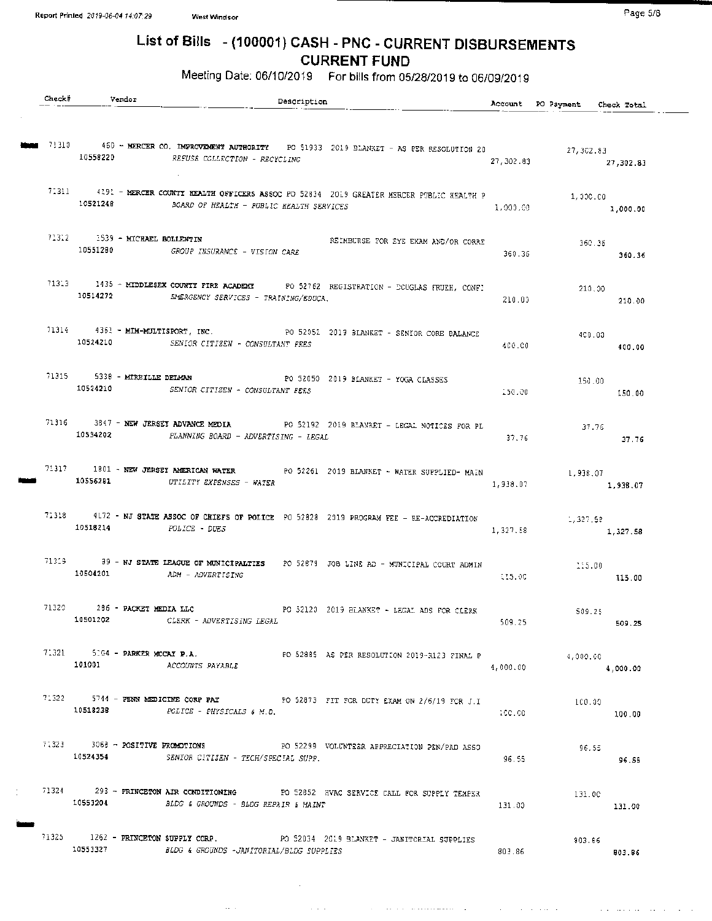# List of Bills - (100001) CASH - PNC - CURRENT DISBURSEMENTS
## CURRENT FUND

Meeting Date: 06/10/2019 For bills from 05/28/2019 to 06/09/2019

| Check# | Vendor | Description | Account | PO Payment | Check Total |
|---|---|---|---|---|---|
| 71310 | 460 - MERCER CO. IMPROVEMENT AUTHORITY | PO 51933 2019 BLANKET - AS PER RESOLUTION 20 | | 27,302.83 | |
| | 10558220 | REFUSE COLLECTION - RECYCLING | 27,302.83 | | 27,302.83 |
| 71311 | 4191 - MERCER COUNTY HEALTH OFFICERS ASSOC | PO 52834 2019 GREATER MERCER PUBLIC HEALTH P | | 1,000.00 | |
| | 10521248 | BOARD OF HEALTH - PUBLIC HEALTH SERVICES | 1,000.00 | | 1,000.00 |
| 71312 | 1539 - MICHAEL BOLLENTIN | REIMBURSE FOR EYE EXAM AND/OR CORRE | | 360.36 | |
| | 10551280 | GROUP INSURANCE - VISION CARE | 360.36 | | 360.36 |
| 71313 | 1435 - MIDDLESEX COUNTY FIRE ACADEMY | PO 52762 REGISTRATION - DOUGLAS FRUEH, CONFI | | 210.00 | |
| | 10514272 | EMERGENCY SERVICES - TRAINING/EDUCA. | 210.00 | | 210.00 |
| 71314 | 4361 - MIM-MULTISPORT, INC. | PO 52051 2019 BLANKET - SENIOR CORE BALANCE | | 400.00 | |
| | 10524210 | SENIOR CITIZEN - CONSULTANT FEES | 400.00 | | 400.00 |
| 71315 | 5338 - MIREILLE DELMAN | PO 52050 2019 BLANKET - YOGA CLASSES | | 150.00 | |
| | 10524210 | SENIOR CITIZEN - CONSULTANT FEES | 150.00 | | 150.00 |
| 71316 | 3847 - NEW JERSEY ADVANCE MEDIA | PO 52192 2019 BLANKET - LEGAL NOTICES FOR PL | | 37.76 | |
| | 10534202 | PLANNING BOARD - ADVERTISING - LEGAL | 37.76 | | 37.76 |
| 71317 | 1801 - NEW JERSEY AMERICAN WATER | PO 52261 2019 BLANKET - WATER SUPPLIED- MAIN | | 1,938.07 | |
| | 10556281 | UTILITY EXPENSES - WATER | 1,938.07 | | 1,938.07 |
| 71318 | 4172 - NJ STATE ASSOC OF CHIEFS OF POLICE | PO 52828 2019 PROGRAM FEE - RE-ACCREDIATION | | 1,327.58 | |
| | 10518214 | POLICE - DUES | 1,327.58 | | 1,327.58 |
| 71319 | 89 - NJ STATE LEAGUE OF MUNICIPALTIES | PO 52879 JOB LINE AD - MUNICIPAL COURT ADMIN | | 115.00 | |
| | 10504201 | ADM - ADVERTISING | 115.00 | | 115.00 |
| 71320 | 286 - PACKET MEDIA LLC | PO 52120 2019 BLANKET - LEGAL ADS FOR CLERK | | 509.25 | |
| | 10501202 | CLERK - ADVERTISING LEGAL | 509.25 | | 509.25 |
| 71321 | 5104 - PARKER MCCAY P.A. | PO 52885 AS PER RESOLUTION 2019-R123 FINAL P | | 4,000.00 | |
| | 101001 | ACCOUNTS PAYABLE | 4,000.00 | | 4,000.00 |
| 71322 | 5744 - PENN MEDICINE CORP PAY | PO 52873 FIT FOR DUTY EXAM ON 2/6/19 FOR J.I | | 100.00 | |
| | 10518238 | POLICE - PHYSICALS & M.D. | 100.00 | | 100.00 |
| 71323 | 3068 - POSITIVE PROMOTIONS | PO 52299 VOLUNTEER APPRECIATION PEN/PAD ASSO | | 96.55 | |
| | 10524354 | SENIOR CITIZEN - TECH/SPECIAL SUPP. | 96.55 | | 96.55 |
| 71324 | 293 - PRINCETON AIR CONDITIONING | PO 52852 HVAC SERVICE CALL FOR SUPPLY TEMPER | | 131.00 | |
| | 10553204 | BLDG & GROUNDS - BLDG REPAIR & MAINT | 131.00 | | 131.00 |
| 71325 | 1262 - PRINCETON SUPPLY CORP. | PO 52034 2019 BLANKET - JANITORIAL SUPPLIES | | 803.86 | |
| | 10553327 | BLDG & GROUNDS -JANITORIAL/BLDG SUPPLIES | 803.86 | | 803.86 |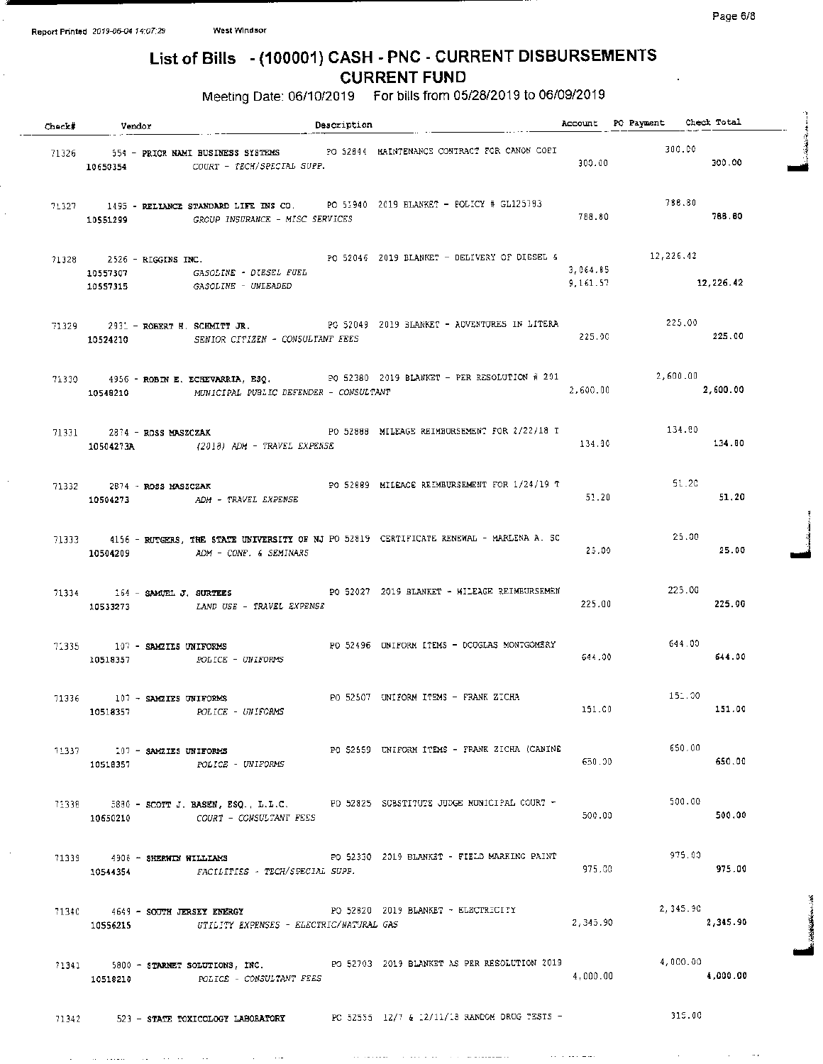Report Printed 2019-06-04 14:07:29 West Windsor

# List of Bills - (100001) CASH - PNC - CURRENT DISBURSEMENTS
## CURRENT FUND

Meeting Date: 06/10/2019 For bills from 05/28/2019 to 06/09/2019

| Check# | Vendor | Description | Account | PO Payment | Check Total |
|---|---|---|---|---|---|
| 71326 | 554 - PRIOR NAMI BUSINESS SYSTEMS | PO 52844 MAINTENANCE CONTRACT FOR CANON COPI | | 300.00 | |
| | 10650354 | COURT - TECH/SPECIAL SUPP. | 300.00 | | 300.00 |
| 71327 | 1495 - RELIANCE STANDARD LIFE INS CO. | PO 51940 2019 BLANKET - POLICY # GL125393 | | 788.80 | |
| | 10551299 | GROUP INSURANCE - MISC SERVICES | 788.80 | | 788.80 |
| 71328 | 2526 - RIGGINS INC. | PO 52046 2019 BLANKET - DELIVERY OF DIESEL & | | 12,226.42 | |
| | 10557307 | GASOLINE - DIESEL FUEL | 3,064.85 | | |
| | 10557315 | GASOLINE - UNLEADED | 9,161.57 | | 12,226.42 |
| 71329 | 2931 - ROBERT H. SCHMITT JR. | PO 52049 2019 BLANKET - ADVENTURES IN LITERA | | 225.00 | |
| | 10524210 | SENIOR CITIZEN - CONSULTANT FEES | 225.00 | | 225.00 |
| 71330 | 4956 - ROBIN E. ECHEVARRIA, ESQ. | PO 52380 2019 BLANKET - PER RESOLUTION # 201 | | 2,600.00 | |
| | 10548210 | MUNICIPAL PUBLIC DEFENDER - CONSULTANT | 2,600.00 | | 2,600.00 |
| 71331 | 2874 - ROSS MASZCZAK | PO 52888 MILEAGE REIMBURSEMENT FOR 2/22/18 T | | 134.80 | |
| | 10504273A | (2018) ADM - TRAVEL EXPENSE | 134.80 | | 134.80 |
| 71332 | 2874 - ROSS MASZCZAK | PO 52889 MILEAGE REIMBURSEMENT FOR 1/24/19 T | | 51.20 | |
| | 10504273 | ADM - TRAVEL EXPENSE | 51.20 | | 51.20 |
| 71333 | 4156 - RUTGERS, THE STATE UNIVERSITY OF NJ | PO 52819 CERTIFICATE RENEWAL - MARLENA A. SC | | 25.00 | |
| | 10504209 | ADM - CONF. & SEMINARS | 25.00 | | 25.00 |
| 71334 | 164 - SAMUEL J. SURTEES | PO 52027 2019 BLANKET - MILEAGE REIMBURSEMEN | | 225.00 | |
| | 10533273 | LAND USE - TRAVEL EXPENSE | 225.00 | | 225.00 |
| 71335 | 107 - SAMZIES UNIFORMS | PO 52496 UNIFORM ITEMS - DOUGLAS MONTGOMERY | | 644.00 | |
| | 10518357 | POLICE - UNIFORMS | 644.00 | | 644.00 |
| 71336 | 107 - SAMZIES UNIFORMS | PO 52507 UNIFORM ITEMS - FRANK ZICHA | | 151.00 | |
| | 10518357 | POLICE - UNIFORMS | 151.00 | | 151.00 |
| 71337 | 107 - SAMZIES UNIFORMS | PO 52659 UNIFORM ITEMS - FRANK ZICHA (CANINE | | 650.00 | |
| | 10518357 | POLICE - UNIFORMS | 650.00 | | 650.00 |
| 71338 | 5880 - SCOTT J. BASEN, ESQ., L.L.C. | PO 52825 SUBSTITUTE JUDGE MUNICIPAL COURT - | | 500.00 | |
| | 10650210 | COURT - CONSULTANT FEES | 500.00 | | 500.00 |
| 71339 | 4906 - SHERWIN WILLIAMS | PO 52330 2019 BLANKET - FIELD MARKING PAINT | | 975.00 | |
| | 10544354 | FACILITIES - TECH/SPECIAL SUPP. | 975.00 | | 975.00 |
| 71340 | 4649 - SOUTH JERSEY ENERGY | PO 52820 2019 BLANKET - ELECTRICITY | | 2,345.90 | |
| | 10556215 | UTILITY EXPENSES - ELECTRIC/NATURAL GAS | 2,345.90 | | 2,345.90 |
| 71341 | 5800 - STARNET SOLUTIONS, INC. | PO 52703 2019 BLANKET AS PER RESOLUTION 2019 | | 4,000.00 | |
| | 10518210 | POLICE - CONSULTANT FEES | 4,000.00 | | 4,000.00 |
| 71342 | 523 - STATE TOXICOLOGY LABORATORY | PO 52535 12/7 & 12/11/18 RANDOM DRUG TESTS - | | 315.00 | |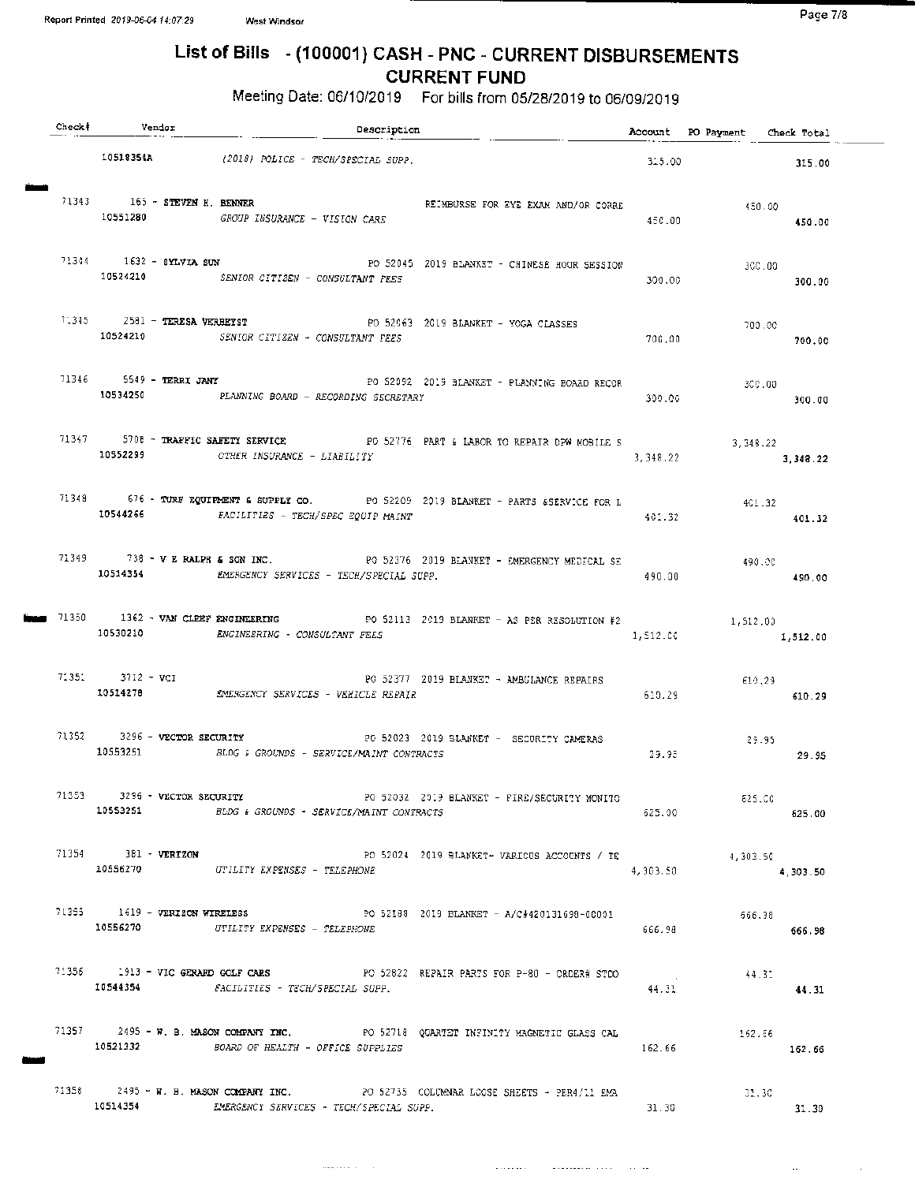# List of Bills - (100001) CASH - PNC - CURRENT DISBURSEMENTS

## CURRENT FUND

Meeting Date: 06/10/2019 For bills from 05/28/2019 to 06/09/2019

| Check# | Vendor | Description | Account | PO Payment | Check Total |
|---|---|---|---|---|---|
| | 10518354A | (2018) POLICE - TECH/SPECIAL SUPP. | 315.00 | | 315.00 |
| 71343 | 165 - STEVEN H. BENNER | REIMBURSE FOR EYE EXAM AND/OR CORRE | | 450.00 | |
| | 10551280 | GROUP INSURANCE - VISION CARE | 450.00 | | 450.00 |
| 71344 | 1632 - SYLVIA SUN | PO 52045 2019 BLANKET - CHINESE HOUR SESSION | | 300.00 | |
| | 10524210 | SENIOR CITIZEN - CONSULTANT FEES | 300.00 | | 300.00 |
| 71345 | 2581 - TERESA VERHEYST | PO 52063 2019 BLANKET - YOGA CLASSES | | 700.00 | |
| | 10524210 | SENIOR CITIZEN - CONSULTANT FEES | 700.00 | | 700.00 |
| 71346 | 5549 - TERRI JANY | PO 52092 2019 BLANKET - PLANNING BOARD RECOR | | 300.00 | |
| | 10534250 | PLANNING BOARD - RECORDING SECRETARY | 300.00 | | 300.00 |
| 71347 | 5708 - TRAFFIC SAFETY SERVICE | PO 52776 PART & LABOR TO REPAIR DPW MOBILE S | | 3,348.22 | |
| | 10552299 | OTHER INSURANCE - LIABILITY | 3,348.22 | | 3,348.22 |
| 71348 | 676 - TURF EQUIPMENT & SUPPLY CO. | PO 52209 2019 BLANKET - PARTS &SERVICE FOR L | | 401.32 | |
| | 10544266 | FACILITIES - TECH/SPEC EQUIP MAINT | 401.32 | | 401.32 |
| 71349 | 738 - V E RALPH & SON INC. | PO 52376 2019 BLANKET - EMERGENCY MEDICAL SE | | 490.00 | |
| | 10514354 | EMERGENCY SERVICES - TECH/SPECIAL SUPP. | 490.00 | | 490.00 |
| 71350 | 1362 - VAN CLEEF ENGINEERING | PO 52113 2019 BLANKET - AS PER RESOLUTION #2 | | 1,512.00 | |
| | 10530210 | ENGINEERING - CONSULTANT FEES | 1,512.00 | | 1,512.00 |
| 71351 | 3712 - VCI | PO 52377 2019 BLANKET - AMBULANCE REPAIRS | | 610.29 | |
| | 10514278 | EMERGENCY SERVICES - VEHICLE REPAIR | 610.29 | | 610.29 |
| 71352 | 3296 - VECTOR SECURITY | PO 52023 2019 BLANKET - SECURITY CAMERAS | | 29.95 | |
| | 10553251 | BLDG & GROUNDS - SERVICE/MAINT CONTRACTS | 29.95 | | 29.95 |
| 71353 | 3296 - VECTOR SECURITY | PO 52032 2019 BLANKET - FIRE/SECURITY MONITO | | 625.00 | |
| | 10553251 | BLDG & GROUNDS - SERVICE/MAINT CONTRACTS | 625.00 | | 625.00 |
| 71354 | 381 - VERIZON | PO 52024 2019 BLANKET- VARIOUS ACCOUNTS / TE | | 4,303.50 | |
| | 10556270 | UTILITY EXPENSES - TELEPHONE | 4,303.50 | | 4,303.50 |
| 71355 | 1619 - VERIZON WIRELESS | PO 52188 2019 BLANKET - A/C#420131698-00001 | | 666.98 | |
| | 10556270 | UTILITY EXPENSES - TELEPHONE | 666.98 | | 666.98 |
| 71356 | 1913 - VIC GERARD GOLF CARS | PO 52822 REPAIR PARTS FOR P-80 - ORDER# STOO | | 44.31 | |
| | 10544354 | FACILITIES - TECH/SPECIAL SUPP. | 44.31 | | 44.31 |
| 71357 | 2495 - W. B. MASON COMPANY INC. | PO 52718 QUARTET INFINITY MAGNETIC GLASS CAL | | 162.66 | |
| | 10521332 | BOARD OF HEALTH - OFFICE SUPPLIES | 162.66 | | 162.66 |
| 71358 | 2495 - W. B. MASON COMPANY INC. | PO 52735 COLUMNAR LOOSE SHEETS - PER4/11 EMA | | 31.30 | |
| | 10514354 | EMERGENCY SERVICES - TECH/SPECIAL SUPP. | 31.30 | | 31.30 |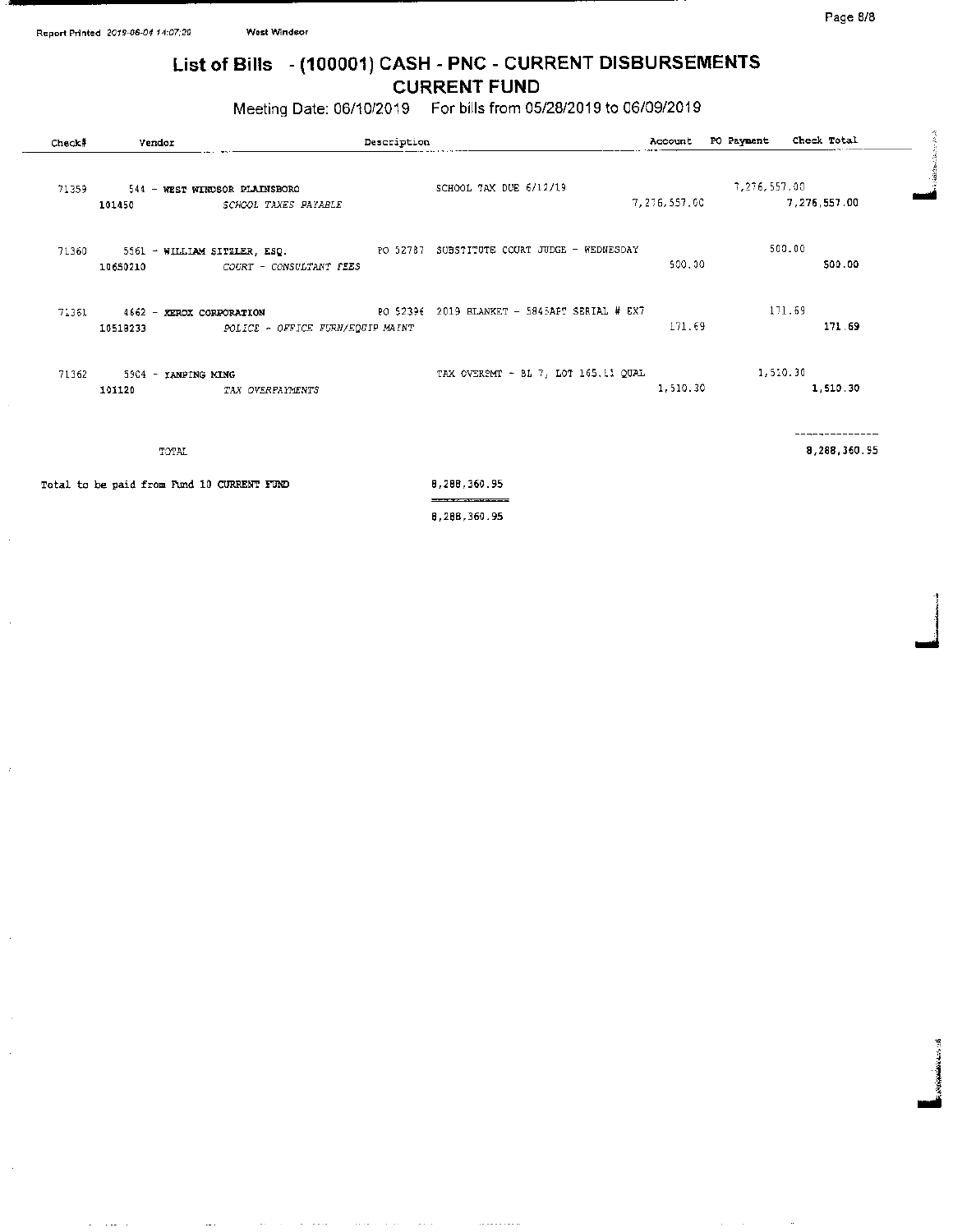# List of Bills - (100001) CASH - PNC - CURRENT DISBURSEMENTS

## CURRENT FUND

Meeting Date: 06/10/2019 For bills from 05/28/2019 to 06/09/2019

| Check# | Vendor | Description | Account | PO Payment | Check Total |
|---|---|---|---|---|---|
| 71359 | 544 - WEST WINDSOR PLAINSBORO | SCHOOL TAX DUE 6/12/19 | | 7,276,557.00 | |
| | 101450 *SCHOOL TAXES PAYABLE* | | 7,276,557.00 | | 7,276,557.00 |
| 71360 | 5561 - WILLIAM SITZLER, ESQ. | PO 52787 SUBSTITUTE COURT JUDGE - WEDNESDAY | | 500.00 | |
| | 10650210 *COURT - CONSULTANT FEES* | | 500.00 | | 500.00 |
| 71361 | 4662 - XEROX CORPORATION | PO 52396 2019 BLANKET - 5845APT SERIAL # EX7 | | 171.69 | |
| | 10518233 *POLICE - OFFICE FURN/EQUIP MAINT* | | 171.69 | | 171.69 |
| 71362 | 5904 - YANPING MING | TAX OVERPMT - BL 7, LOT 165.11 QUAL | | 1,510.30 | |
| | 101120 *TAX OVERPAYMENTS* | | 1,510.30 | | 1,510.30 |
| | TOTAL | | | | 8,288,360.95 |

Total to be paid from Fund 10 CURRENT FUND 8,288,360.95

8,288,360.95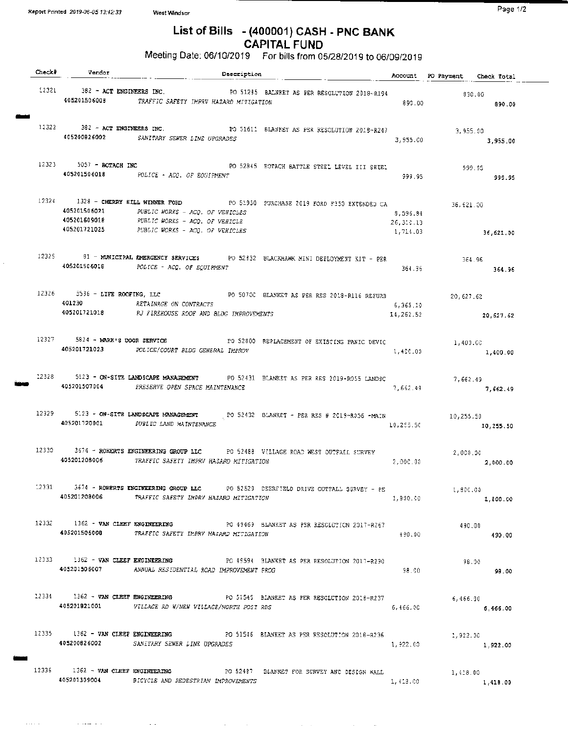Report Printed 2019-06-05 13:42:33 West Windsor

# List of Bills - (400001) CASH - PNC BANK
## CAPITAL FUND

Meeting Date: 06/10/2019 For bills from 05/28/2019 to 06/09/2019

| Check# | Vendor | Description | Account | PO Payment | Check Total |
|---|---|---|---|---|---|
| 12321 | 382 - ACT ENGINEERS INC. | PO 51285 BALNKET AS PER RESOLUTION 2018-R194 | | 890.00 | |
| | 405201506008 | TRAFFIC SAFETY IMPRV HAZARD MITIGATION | 890.00 | | 890.00 |
| 12322 | 382 - ACT ENGINEERS INC. | PO 51611 BLANKET AS PER RESOLUTION 2018-R247 | | 3,955.00 | |
| | 405200826002 | SANITARY SEWER LINE UPGRADES | 3,955.00 | | 3,955.00 |
| 12323 | 5057 - BOTACH INC | PO 52845 BOTACH BATTLE STEEL LEVEL III SHIEL | | 999.95 | |
| | 405201506018 | POLICE - ACQ. OF EQUIPMENT | 999.95 | | 999.95 |
| 12324 | 1328 - CHERRY HILL WINNER FORD | PO 51930 PURCHASE 2019 FORD F350 EXTENDED CA | | 36,621.00 | |
| | 405201506021 | PUBLIC WORKS - ACQ. OF VEHICLES | 8,596.84 | | |
| | 405201609018 | PUBLIC WORKS - ACQ. OF VEHICLE | 26,310.13 | | |
| | 405201721025 | PUBLIC WORKS - ACQ. OF VEHICLES | 1,714.03 | | 36,621.00 |
| 12325 | 81 - MUNICIPAL EMERGENCY SERVICES | PO 52832 BLACKHAWK MINI DEPLOYMENT KIT - PER | | 364.96 | |
| | 405201506018 | POLICE - ACQ. OF EQUIPMENT | 364.96 | | 364.96 |
| 12326 | 5536 - LIFE ROOFING, LLC | PO 50700 BLANKET AS PER RES 2018-R116 REFURB | | 20,627.62 | |
| | 401230 | RETAINAGE ON CONTRACTS | 6,365.10 | | |
| | 405201721018 | PJ FIREHOUSE ROOF AND BLDG IMPROVEMENTS | 14,262.52 | | 20,627.62 |
| 12327 | 5624 - MARK'S DOOR SERVICE | PO 52800 REPLACEMENT OF EXISTING PANIC DEVIC | | 1,400.00 | |
| | 405201721023 | POLICE/COURT BLDG GENERAL IMPROV | 1,400.00 | | 1,400.00 |
| 12328 | 5123 - ON-SITE LANDSCAPE MANAGEMENT | PO 52431 BLANKET AS PER RES 2019-R055 LANDSC | | 7,662.49 | |
| | 405201507004 | PRESERVE OPEN SPACE MAINTENANCE | 7,662.49 | | 7,662.49 |
| 12329 | 5123 - ON-SITE LANDSCAPE MANAGEMENT | PO 52432 BLANKET - PER RES # 2019-R056 -MAIN | | 10,255.50 | |
| | 405201720001 | PUBLIC LAND MAINTENANCE | 10,255.50 | | 10,255.50 |
| 12330 | 3674 - ROBERTS ENGINEERING GROUP LLC | PO 52488 VILLAGE ROAD WEST OUTFALL SURVEY | | 2,000.00 | |
| | 405201208006 | TRAFFIC SAFETY IMPRV HAZARD MITIGATION | 2,000.00 | | 2,000.00 |
| 12331 | 3674 - ROBERTS ENGINEERING GROUP LLC | PO 52520 DEERFIELD DRIVE OUTFALL SURVEY - PE | | 1,800.00 | |
| | 405201208006 | TRAFFIC SAFETY IMPRV HAZARD MITIGATION | 1,800.00 | | 1,800.00 |
| 12332 | 1362 - VAN CLEEF ENGINEERING | PO 49469 BLANKET AS PER RESOLUTION 2017-R267 | | 490.00 | |
| | 405201506008 | TRAFFIC SAFETY IMPRV HAZARD MITIGATION | 490.00 | | 490.00 |
| 12333 | 1362 - VAN CLEEF ENGINEERING | PO 49594 BLANKET AS PER RESOLUTION 2017-R290 | | 98.00 | |
| | 405201506007 | ANNUAL RESIDENTIAL ROAD IMPROVEMENT PROG | 98.00 | | 98.00 |
| 12334 | 1362 - VAN CLEEF ENGINEERING | PO 51545 BLANKET AS PER RESOLUTION 2018-R237 | | 6,466.00 | |
| | 405201821001 | VILLAGE RD W/NEW VILLAGE/NORTH POST RDS | 6,466.00 | | 6,466.00 |
| 12335 | 1362 - VAN CLEEF ENGINEERING | PO 51546 BLANKET AS PER RESOLUTION 2018-R236 | | 1,922.00 | |
| | 405200826002 | SANITARY SEWER LINE UPGRADES | 1,922.00 | | 1,922.00 |
| 12336 | 1362 - VAN CLEEF ENGINEERING | PO 52487 BLANKET FOR SURVEY AND DESIGN WALL | | 1,418.00 | |
| | 405201309004 | BICYCLE AND PEDESTRIAN IMPROVEMENTS | 1,418.00 | | 1,418.00 |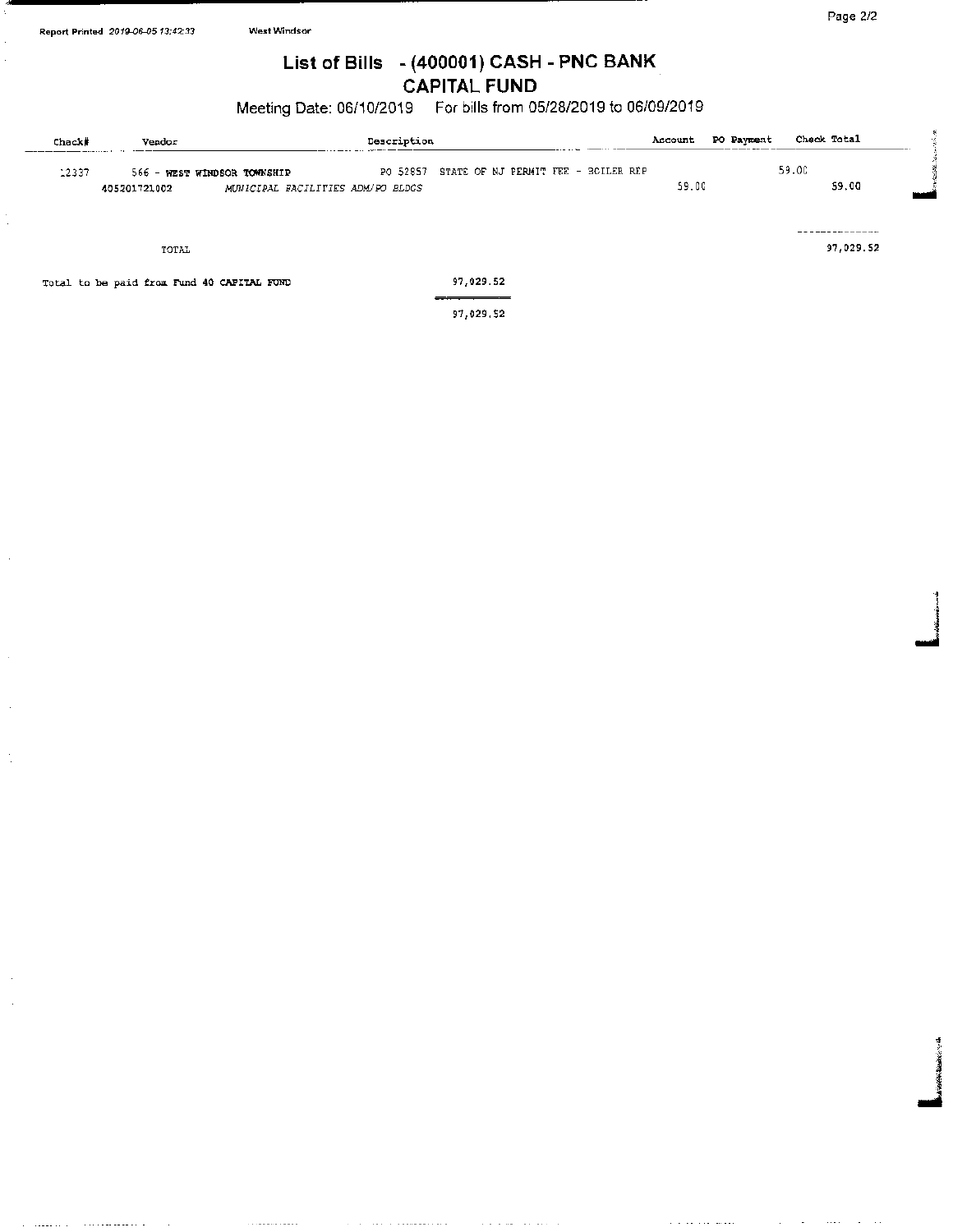# List of Bills - (400001) CASH - PNC BANK

## CAPITAL FUND

Meeting Date: 06/10/2019 For bills from 05/28/2019 to 06/09/2019

| Check# | Vendor | Description | Account | PO Payment | Check Total |
|---|---|---|---|---|---|
| 12337 | 566 - WEST WINDSOR TOWNSHIP | PO 52857 STATE OF NJ PERMIT FEE - BOILER REP | | 59.00 | |
| | 405201721002 | *MUNICIPAL FACILITIES ADM/PO BLDGS* | 59.00 | | 59.00 |
| | TOTAL | | | | 97,029.52 |

Total to be paid from Fund 40 CAPITAL FUND 97,029.52

97,029.52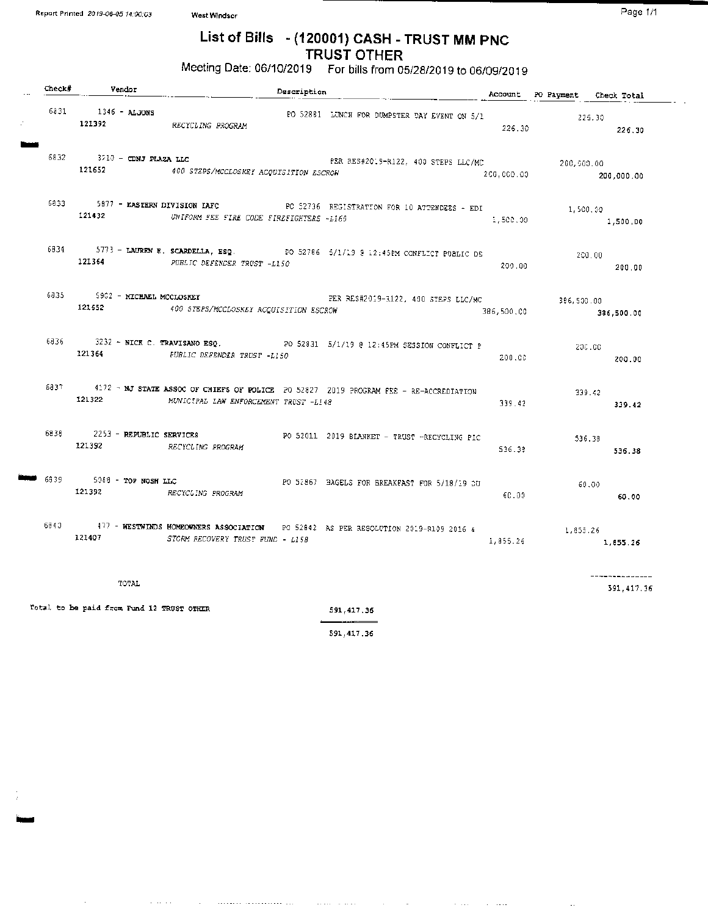Report Printed 2019-06-05 14:00:03 West Windsor

# List of Bills - (120001) CASH - TRUST MM PNC
## TRUST OTHER

Meeting Date: 06/10/2019 For bills from 05/28/2019 to 06/09/2019

| Check# | Vendor | Description | Account | PO Payment | Check Total |
|---|---|---|---|---|---|
| 6831 | 1346 - ALJONS | PO 52881 LUNCH FOR DUMPSTER DAY EVENT ON 5/1 | | 226.30 | |
| | 121392 RECYCLING PROGRAM | | 226.30 | | 226.30 |
| 6832 | 3710 - CDNJ PLAZA LLC | PER RES#2019-R122, 400 STEPS LLC/MC | | 200,000.00 | |
| | 121652 400 STEPS/MCCLOSKEY ACQUISITION ESCROW | | 200,000.00 | | 200,000.00 |
| 6833 | 5877 - EASTERN DIVISION IAFC | PO 52736 REGISTRATION FOR 10 ATTENDEES - EDI | | 1,500.00 | |
| | 121432 UNIFORM FEE FIRE CODE FIREFIGHTERS -L160 | | 1,500.00 | | 1,500.00 |
| 6834 | 5773 - LAUREN E. SCARDELLA, ESQ. | PO 52786 5/1/19 @ 12:45PM CONFLICT PUBLIC DE | | 200.00 | |
| | 121364 PUBLIC DEFENDER TRUST -L150 | | 200.00 | | 200.00 |
| 6835 | 5902 - MICHAEL MCCLOSKEY | PER RES#2019-R122, 400 STEPS LLC/MC | | 386,500.00 | |
| | 121652 400 STEPS/MCCLOSKEY ACQUISITION ESCROW | | 386,500.00 | | 386,500.00 |
| 6836 | 3232 - NICK C. TRAVISANO ESQ. | PO 52831 5/1/19 @ 12:45PM SESSION CONFLICT P | | 200.00 | |
| | 121364 PUBLIC DEFENDER TRUST -L150 | | 200.00 | | 200.00 |
| 6837 | 4172 - NJ STATE ASSOC OF CHIEFS OF POLICE | PO 52827 2019 PROGRAM FEE - RE-ACCREDIATION | | 339.42 | |
| | 121322 MUNICIPAL LAW ENFORCEMENT TRUST -L148 | | 339.42 | | 339.42 |
| 6838 | 2253 - REPUBLIC SERVICES | PO 52011 2019 BLANKET - TRUST -RECYCLING PIC | | 536.38 | |
| | 121392 RECYCLING PROGRAM | | 536.38 | | 536.38 |
| 6839 | 5088 - TOP NOSH LLC | PO 52867 BAGELS FOR BREAKFAST FOR 5/18/19 DU | | 60.00 | |
| | 121392 RECYCLING PROGRAM | | 60.00 | | 60.00 |
| 6840 | 477 - WESTWINDS HOMEOWNERS ASSOCIATION | PO 52842 AS PER RESOLUTION 2019-R109 2016 & | | 1,855.26 | |
| | 121407 STORM RECOVERY TRUST FUND - L158 | | 1,855.26 | | 1,855.26 |
| | TOTAL | | | | 591,417.36 |

Total to be paid from Fund 12 TRUST OTHER 591,417.36

591,417.36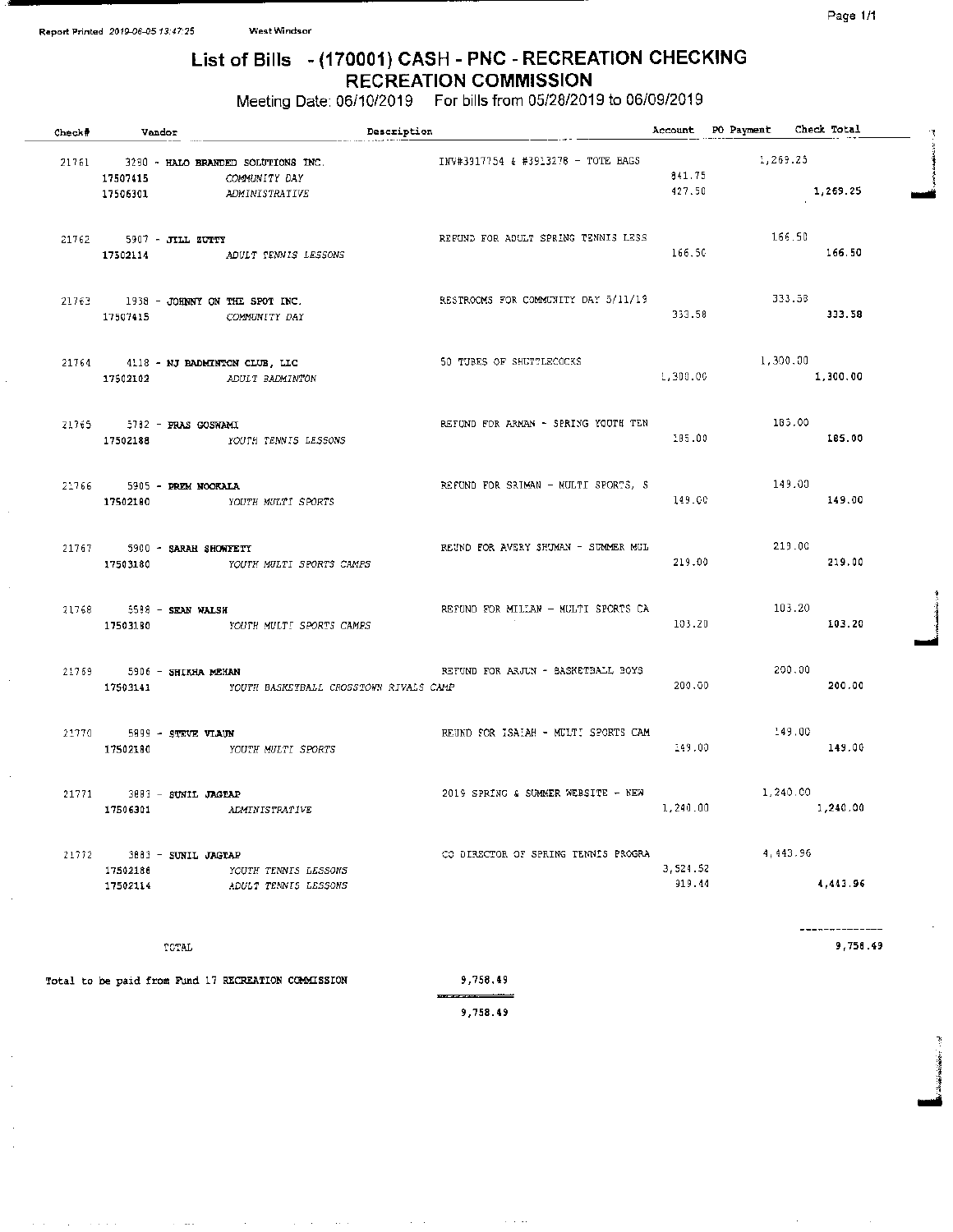Report Printed 2019-06-05 13:47:25 West Windsor

# List of Bills - (170001) CASH - PNC - RECREATION CHECKING
## RECREATION COMMISSION

Meeting Date: 06/10/2019 For bills from 05/28/2019 to 06/09/2019

| Check# | Vendor | Description | Account | PO Payment | Check Total |
|---|---|---|---|---|---|
| 21761 | 3290 - HALO BRANDED SOLUTIONS INC. | INV#3917754 & #3913278 - TOTE BAGS | | 1,269.25 | |
| | 17507415 COMMUNITY DAY | | 841.75 | | |
| | 17506301 ADMINISTRATIVE | | 427.50 | | 1,269.25 |
| 21762 | 5907 - JILL ZUTTY | REFUND FOR ADULT SPRING TENNIS LESS | | 166.50 | |
| | 17502114 ADULT TENNIS LESSONS | | 166.50 | | 166.50 |
| 21763 | 1938 - JOHNNY ON THE SPOT INC. | RESTROOMS FOR COMMUNITY DAY 5/11/19 | | 333.58 | |
| | 17507415 COMMUNITY DAY | | 333.58 | | 333.58 |
| 21764 | 4118 - NJ BADMINTON CLUB, LLC | 50 TUBES OF SHUTTLECOCKS | | 1,300.00 | |
| | 17502102 ADULT BADMINTON | | 1,300.00 | | 1,300.00 |
| 21765 | 5782 - PRAS GOSWAMI | REFUND FOR ARNAN - SPRING YOUTH TEN | | 185.00 | |
| | 17502188 YOUTH TENNIS LESSONS | | 185.00 | | 185.00 |
| 21766 | 5905 - PREM NOOKALA | REFUND FOR SRIMAN - MULTI SPORTS, S | | 149.00 | |
| | 17502180 YOUTH MULTI SPORTS | | 149.00 | | 149.00 |
| 21767 | 5900 - SARAH SHOWFETY | REUND FOR AVERY SHUMAN - SUMMER MUL | | 219.00 | |
| | 17503180 YOUTH MULTI SPORTS CAMPS | | 219.00 | | 219.00 |
| 21768 | 5588 - SEAN WALSH | REFUND FOR MILLAN - MULTI SPORTS CA | | 103.20 | |
| | 17503180 YOUTH MULTI SPORTS CAMPS | | 103.20 | | 103.20 |
| 21769 | 5906 - SHIKHA MEHAN | REFUND FOR ARJUN - BASKETBALL BOYS | | 200.00 | |
| | 17503141 YOUTH BASKETBALL CROSSTOWN RIVALS CAMP | | 200.00 | | 200.00 |
| 21770 | 5899 - STEVE VLAUN | REUND FOR ISAIAH - MULTI SPORTS CAM | | 149.00 | |
| | 17502180 YOUTH MULTI SPORTS | | 149.00 | | 149.00 |
| 21771 | 3883 - SUNIL JAGTAP | 2019 SPRING & SUMMER WEBSITE - NEW | | 1,240.00 | |
| | 17506301 ADMINISTRATIVE | | 1,240.00 | | 1,240.00 |
| 21772 | 3883 - SUNIL JAGTAP | CO DIRECTOR OF SPRING TENNIS PROGRA | | 4,443.96 | |
| | 17502186 YOUTH TENNIS LESSONS | | 3,524.52 | | |
| | 17502114 ADULT TENNIS LESSONS | | 919.44 | | 4,443.96 |
| | TOTAL | | | | 9,758.49 |

Total to be paid from Fund 17 RECREATION COMMISSION 9,758.49

9,758.49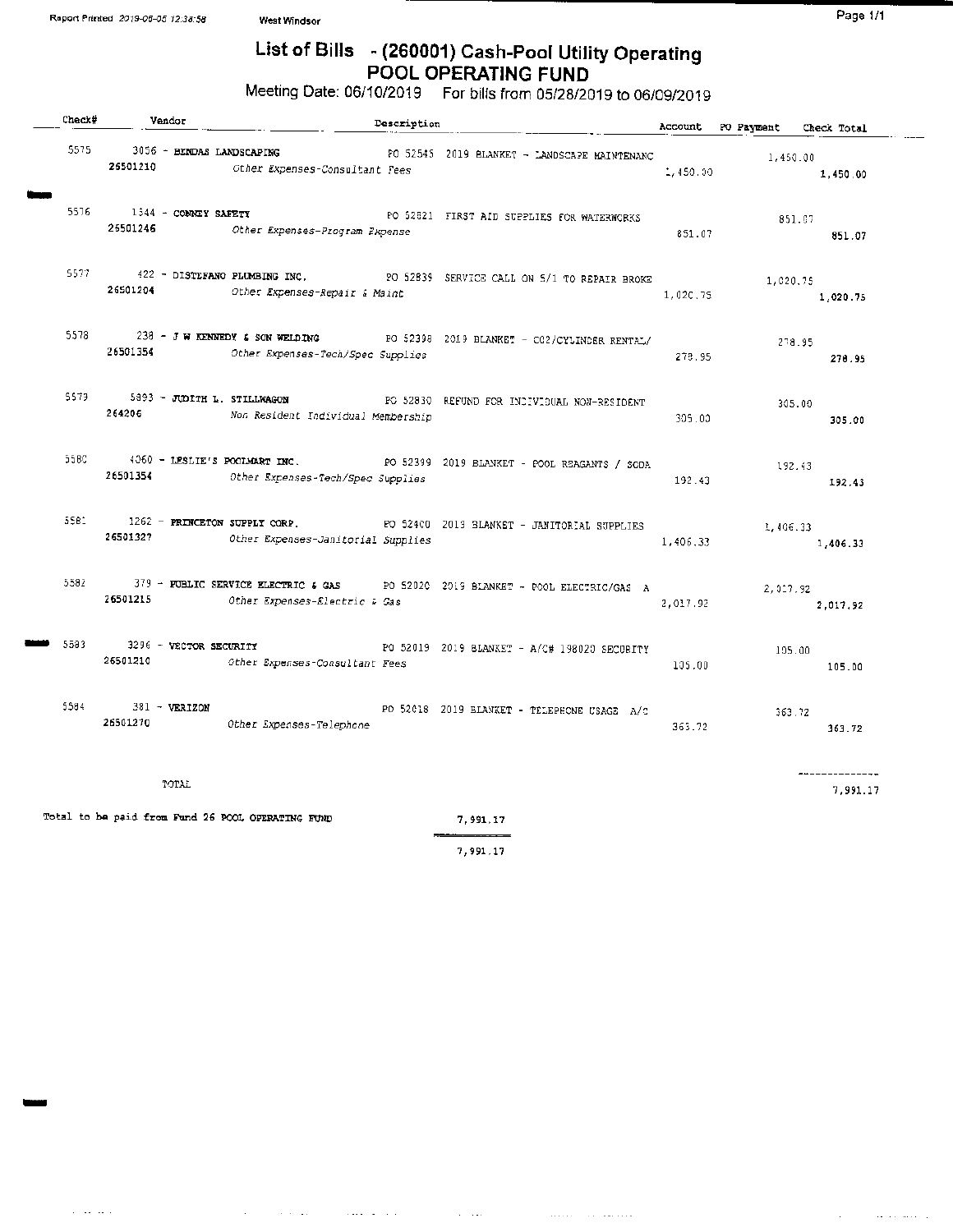# List of Bills - (260001) Cash-Pool Utility Operating
## POOL OPERATING FUND

Meeting Date: 06/10/2019 For bills from 05/28/2019 to 06/09/2019

| Check# | Vendor | Description | Account | PO Payment | Check Total |
|---|---|---|---|---|---|
| 5575 | 3056 - BENDAS LANDSCAPING | PO 52545 2019 BLANKET - LANDSCAPE MAINTENANC | | 1,450.00 | |
| | 26501210 | Other Expenses-Consultant Fees | 1,450.00 | | 1,450.00 |
| 5576 | 1544 - CONNEY SAFETY | PO 52821 FIRST AID SUPPLIES FOR WATERWORKS | | 851.07 | |
| | 26501246 | Other Expenses-Program Expense | 851.07 | | 851.07 |
| 5577 | 422 - DISTEFANO PLUMBING INC. | PO 52839 SERVICE CALL ON 5/1 TO REPAIR BROKE | | 1,020.75 | |
| | 26501204 | Other Expenses-Repair & Maint | 1,020.75 | | 1,020.75 |
| 5578 | 238 - J W KENNEDY & SON WELDING | PO 52398 2019 BLANKET - CO2/CYLINDER RENTAL/ | | 278.95 | |
| | 26501354 | Other Expenses-Tech/Spec Supplies | 278.95 | | 278.95 |
| 5579 | 5893 - JUDITH L. STILLWAGON | PO 52830 REFUND FOR INDIVIDUAL NON-RESIDENT | | 305.00 | |
| | 264206 | Non Resident Individual Membership | 305.00 | | 305.00 |
| 5580 | 4060 - LESLIE'S POOLMART INC. | PO 52399 2019 BLANKET - POOL REAGANTS / SODA | | 192.43 | |
| | 26501354 | Other Expenses-Tech/Spec Supplies | 192.43 | | 192.43 |
| 5581 | 1262 - PRINCETON SUPPLY CORP. | PO 52400 2019 BLANKET - JANITORIAL SUPPLIES | | 1,406.33 | |
| | 26501327 | Other Expenses-Janitorial Supplies | 1,406.33 | | 1,406.33 |
| 5582 | 379 - PUBLIC SERVICE ELECTRIC & GAS | PO 52020 2019 BLANKET - POOL ELECTRIC/GAS A | | 2,017.92 | |
| | 26501215 | Other Expenses-Electric & Gas | 2,017.92 | | 2,017.92 |
| 5583 | 3296 - VECTOR SECURITY | PO 52019 2019 BLANKET - A/C# 198020 SECURITY | | 105.00 | |
| | 26501210 | Other Expenses-Consultant Fees | 105.00 | | 105.00 |
| 5584 | 381 - VERIZON | PO 52018 2019 BLANKET - TELEPHONE USAGE A/C | | 363.72 | |
| | 26501270 | Other Expenses-Telephone | 363.72 | | 363.72 |
| | TOTAL | | | | 7,991.17 |

Total to be paid from Fund 26 POOL OPERATING FUND 7,991.17

7,991.17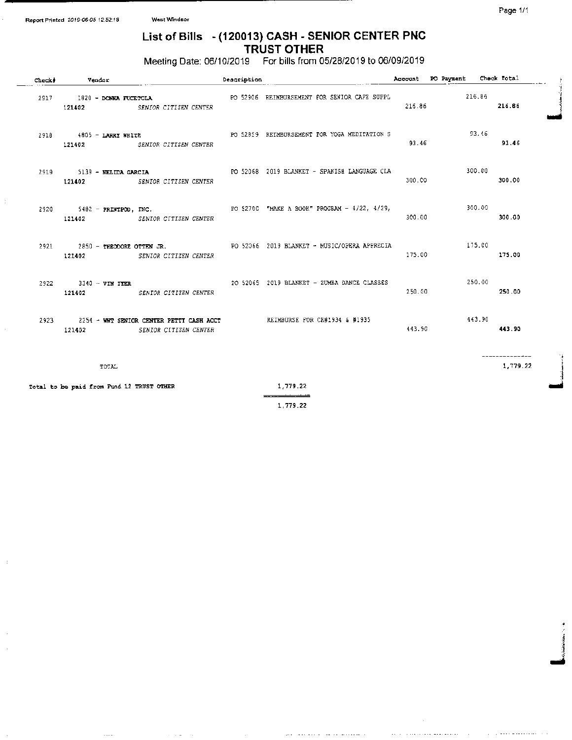Report Printed 2019-06-05 12:52:18    West Windsor

# List of Bills - (120013) CASH - SENIOR CENTER PNC TRUST OTHER

Meeting Date: 06/10/2019    For bills from 05/28/2019 to 06/09/2019

| Check# | Vendor | Description | Account | PO Payment | Check Total |
|---|---|---|---|---|---|
| 2917 | 1920 - DONNA FUCETOLA | PO 52906 REIMBURSEMENT FOR SENIOR CAFE SUPPL | | 216.86 | |
| | 121402 SENIOR CITIZEN CENTER | | 216.86 | | 216.86 |
| 2918 | 4805 - LARRY WHITE | PO 52859 REIMBURSEMENT FOR YOGA MEDITATION S | | 93.46 | |
| | 121402 SENIOR CITIZEN CENTER | | 93.46 | | 93.46 |
| 2919 | 5139 - NELIDA GARCIA | PO 52068 2019 BLANKET - SPANISH LANGUAGE CLA | | 300.00 | |
| | 121402 SENIOR CITIZEN CENTER | | 300.00 | | 300.00 |
| 2920 | 5482 - PRINTPOD, INC. | PO 52700 "MAKE A BOOK" PROGRAM - 4/22, 4/29, | | 300.00 | |
| | 121402 SENIOR CITIZEN CENTER | | 300.00 | | 300.00 |
| 2921 | 2850 - THEODORE OTTEN JR. | PO 52066 2019 BLANKET - MUSIC/OPERA APPRECIA | | 175.00 | |
| | 121402 SENIOR CITIZEN CENTER | | 175.00 | | 175.00 |
| 2922 | 3340 - VIN IYER | PO 52065 2019 BLANKET - ZUMBA DANCE CLASSES | | 250.00 | |
| | 121402 SENIOR CITIZEN CENTER | | 250.00 | | 250.00 |
| 2923 | 2254 - WWT SENIOR CENTER PETTY CASH ACCT | REIMBURSE FOR CK#1934 & #1935 | | 443.90 | |
| | 121402 SENIOR CITIZEN CENTER | | 443.90 | | 443.90 |
| | TOTAL | | | | 1,779.22 |

Total to be paid from Fund 12 TRUST OTHER    1,779.22

1,779.22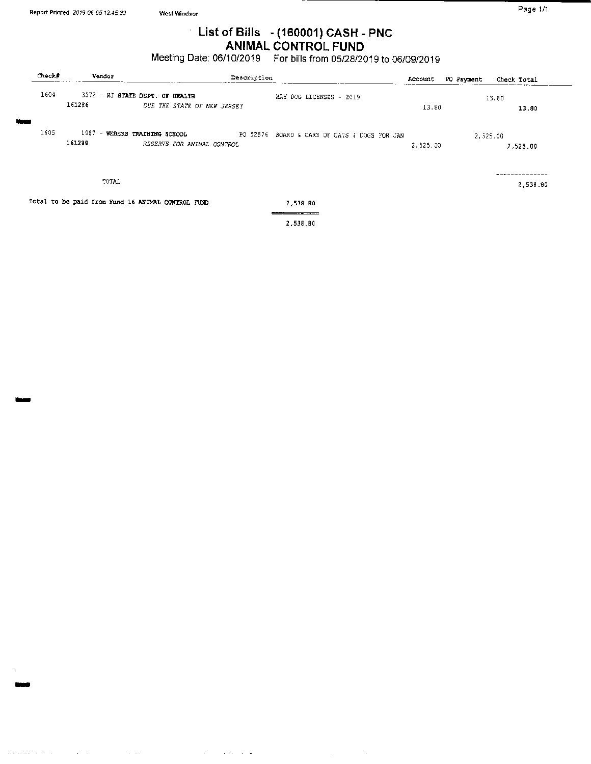# List of Bills - (160001) CASH - PNC
## ANIMAL CONTROL FUND

Meeting Date: 06/10/2019 For bills from 05/28/2019 to 06/09/2019

| Check# | Vendor | Description | Account | PO Payment | Check Total |
|---|---|---|---|---|---|
| 1604 | 3572 - NJ STATE DEPT. OF HEALTH | MAY DOG LICENSES - 2019 | | 13.80 | |
| | 161286 *DUE THE STATE OF NEW JERSEY* | | 13.80 | | 13.80 |
| 1605 | 1987 - WEBERS TRAINING SCHOOL | PO 52676 BOARD & CARE OF CATS & DOGS FOR JAN | | 2,525.00 | |
| | 161288 *RESERVE FOR ANIMAL CONTROL* | | 2,525.00 | | 2,525.00 |
| | TOTAL | | | | 2,538.80 |

Total to be paid from Fund 16 ANIMAL CONTROL FUND 2,538.80

2,538.80